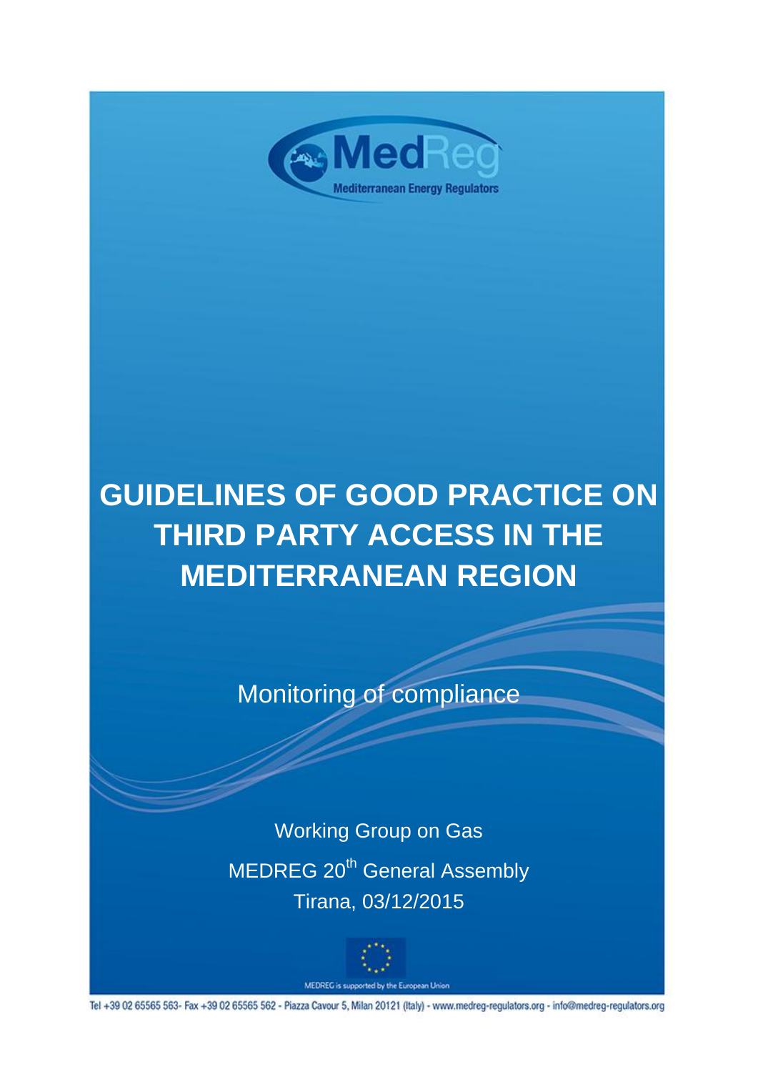MedReg

Mediterranean Energy Regulators

# GUIDELINES OF GOOD PRACTICE ON THIRD PARTY ACCESS IN THE MEDITERRANEAN REGION

Monitoring of compliance

Working Group on Gas

MEDREG 20th General Assembly

Tirana, 03/12/2015

MEDREG is supported by the European Union

Tel +39 02 65565 563- Fax +39 02 65565 562 - Piazza Cavour 5, Milan 20121 (Italy) - www.medreg-regulators.org - info@medreg-regulators.org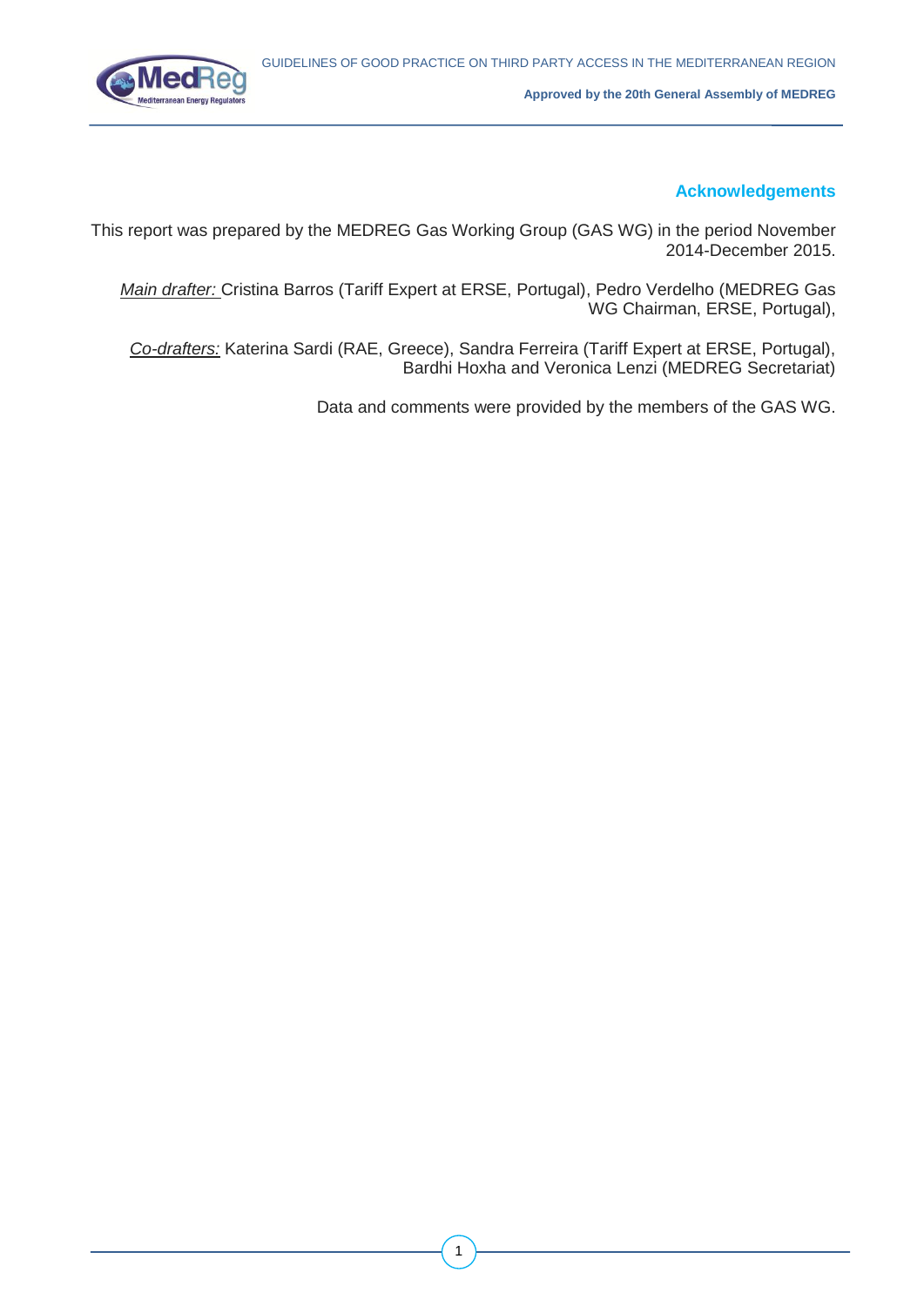## Acknowledgements

This report was prepared by the MEDREG Gas Working Group (GAS WG) in the period November 2014-December 2015.

*Main drafter:* Cristina Barros (Tariff Expert at ERSE, Portugal), Pedro Verdelho (MEDREG Gas WG Chairman, ERSE, Portugal),

*Co-drafters:* Katerina Sardi (RAE, Greece), Sandra Ferreira (Tariff Expert at ERSE, Portugal), Bardhi Hoxha and Veronica Lenzi (MEDREG Secretariat)

Data and comments were provided by the members of the GAS WG.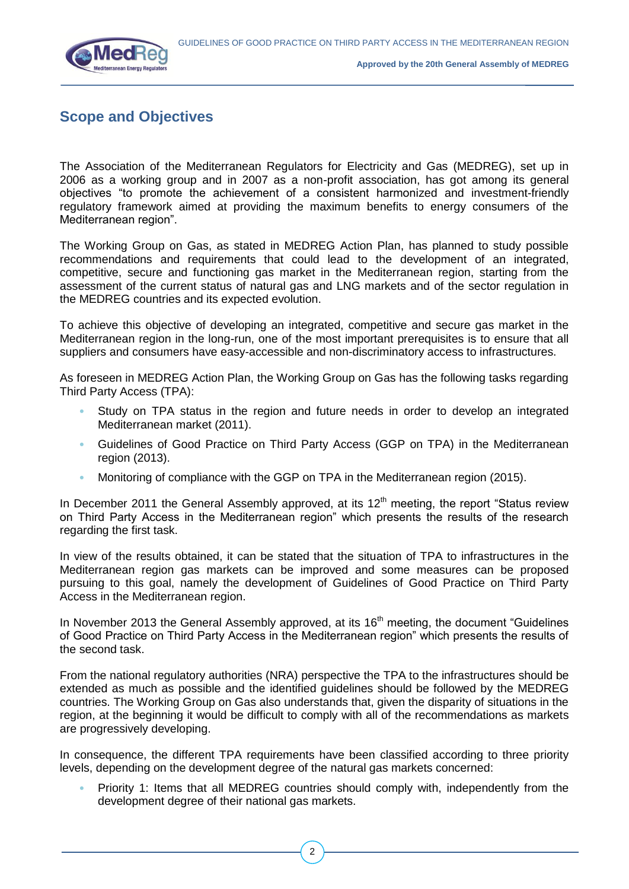## Scope and Objectives

The Association of the Mediterranean Regulators for Electricity and Gas (MEDREG), set up in 2006 as a working group and in 2007 as a non-profit association, has got among its general objectives "to promote the achievement of a consistent harmonized and investment-friendly regulatory framework aimed at providing the maximum benefits to energy consumers of the Mediterranean region".

The Working Group on Gas, as stated in MEDREG Action Plan, has planned to study possible recommendations and requirements that could lead to the development of an integrated, competitive, secure and functioning gas market in the Mediterranean region, starting from the assessment of the current status of natural gas and LNG markets and of the sector regulation in the MEDREG countries and its expected evolution.

To achieve this objective of developing an integrated, competitive and secure gas market in the Mediterranean region in the long-run, one of the most important prerequisites is to ensure that all suppliers and consumers have easy-accessible and non-discriminatory access to infrastructures.

As foreseen in MEDREG Action Plan, the Working Group on Gas has the following tasks regarding Third Party Access (TPA):

- Study on TPA status in the region and future needs in order to develop an integrated Mediterranean market (2011).
- Guidelines of Good Practice on Third Party Access (GGP on TPA) in the Mediterranean region (2013).
- Monitoring of compliance with the GGP on TPA in the Mediterranean region (2015).

In December 2011 the General Assembly approved, at its 12th meeting, the report "Status review on Third Party Access in the Mediterranean region" which presents the results of the research regarding the first task.

In view of the results obtained, it can be stated that the situation of TPA to infrastructures in the Mediterranean region gas markets can be improved and some measures can be proposed pursuing to this goal, namely the development of Guidelines of Good Practice on Third Party Access in the Mediterranean region.

In November 2013 the General Assembly approved, at its 16th meeting, the document "Guidelines of Good Practice on Third Party Access in the Mediterranean region" which presents the results of the second task.

From the national regulatory authorities (NRA) perspective the TPA to the infrastructures should be extended as much as possible and the identified guidelines should be followed by the MEDREG countries. The Working Group on Gas also understands that, given the disparity of situations in the region, at the beginning it would be difficult to comply with all of the recommendations as markets are progressively developing.

In consequence, the different TPA requirements have been classified according to three priority levels, depending on the development degree of the natural gas markets concerned:

- Priority 1: Items that all MEDREG countries should comply with, independently from the development degree of their national gas markets.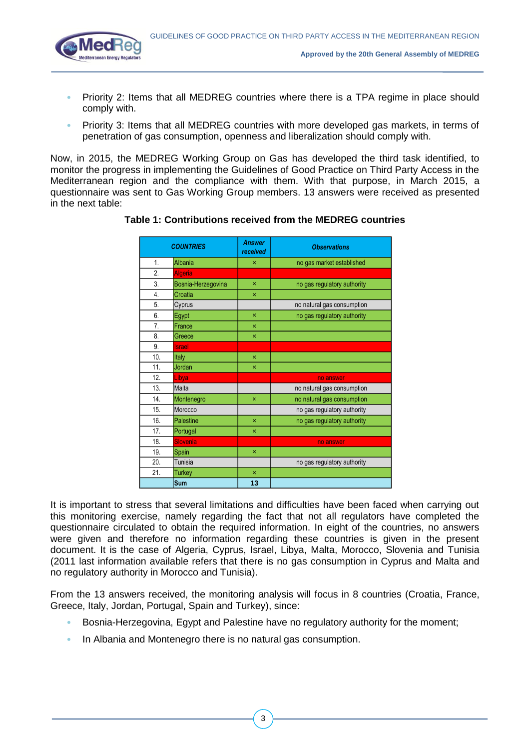- Priority 2: Items that all MEDREG countries where there is a TPA regime in place should comply with.
- Priority 3: Items that all MEDREG countries with more developed gas markets, in terms of penetration of gas consumption, openness and liberalization should comply with.

Now, in 2015, the MEDREG Working Group on Gas has developed the third task identified, to monitor the progress in implementing the Guidelines of Good Practice on Third Party Access in the Mediterranean region and the compliance with them. With that purpose, in March 2015, a questionnaire was sent to Gas Working Group members. 13 answers were received as presented in the next table:

**Table 1: Contributions received from the MEDREG countries**

| | COUNTRIES | Answer received | Observations |
|---|---|---|---|
| 1. | Albania | × | no gas market established |
| 2. | Algeria | | |
| 3. | Bosnia-Herzegovina | × | no gas regulatory authority |
| 4. | Croatia | × | |
| 5. | Cyprus | | no natural gas consumption |
| 6. | Egypt | × | no gas regulatory authority |
| 7. | France | × | |
| 8. | Greece | × | |
| 9. | Israel | | |
| 10. | Italy | × | |
| 11. | Jordan | × | |
| 12. | Libya | | no answer |
| 13. | Malta | | no natural gas consumption |
| 14. | Montenegro | × | no natural gas consumption |
| 15. | Morocco | | no gas regulatory authority |
| 16. | Palestine | × | no gas regulatory authority |
| 17. | Portugal | × | |
| 18. | Slovenia | | no answer |
| 19. | Spain | × | |
| 20. | Tunisia | | no gas regulatory authority |
| 21. | Turkey | × | |
| | **Sum** | **13** | |

It is important to stress that several limitations and difficulties have been faced when carrying out this monitoring exercise, namely regarding the fact that not all regulators have completed the questionnaire circulated to obtain the required information. In eight of the countries, no answers were given and therefore no information regarding these countries is given in the present document. It is the case of Algeria, Cyprus, Israel, Libya, Malta, Morocco, Slovenia and Tunisia (2011 last information available refers that there is no gas consumption in Cyprus and Malta and no regulatory authority in Morocco and Tunisia).

From the 13 answers received, the monitoring analysis will focus in 8 countries (Croatia, France, Greece, Italy, Jordan, Portugal, Spain and Turkey), since:

- Bosnia-Herzegovina, Egypt and Palestine have no regulatory authority for the moment;
- In Albania and Montenegro there is no natural gas consumption.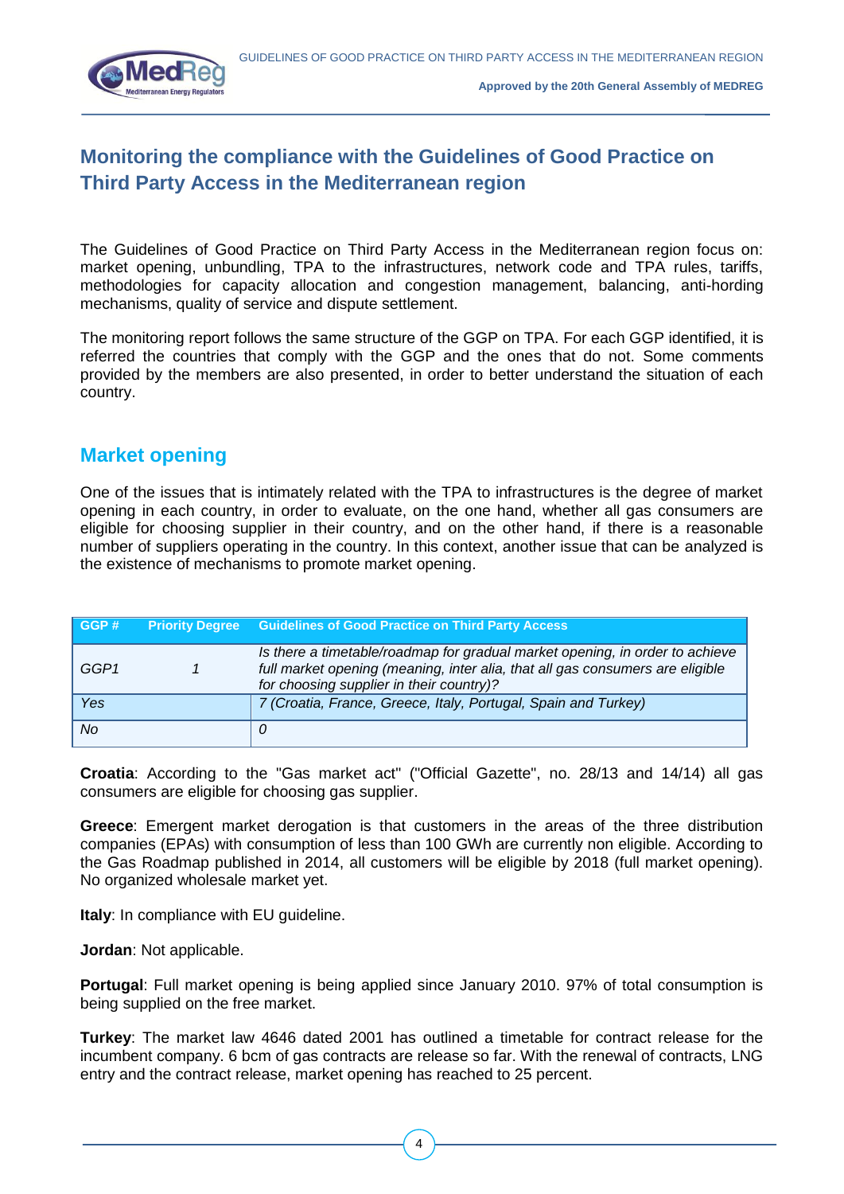## Monitoring the compliance with the Guidelines of Good Practice on Third Party Access in the Mediterranean region

The Guidelines of Good Practice on Third Party Access in the Mediterranean region focus on: market opening, unbundling, TPA to the infrastructures, network code and TPA rules, tariffs, methodologies for capacity allocation and congestion management, balancing, anti-hording mechanisms, quality of service and dispute settlement.

The monitoring report follows the same structure of the GGP on TPA. For each GGP identified, it is referred the countries that comply with the GGP and the ones that do not. Some comments provided by the members are also presented, in order to better understand the situation of each country.

### Market opening

One of the issues that is intimately related with the TPA to infrastructures is the degree of market opening in each country, in order to evaluate, on the one hand, whether all gas consumers are eligible for choosing supplier in their country, and on the other hand, if there is a reasonable number of suppliers operating in the country. In this context, another issue that can be analyzed is the existence of mechanisms to promote market opening.

| GGP # | Priority Degree | Guidelines of Good Practice on Third Party Access |
|---|---|---|
| GGP1 | 1 | *Is there a timetable/roadmap for gradual market opening, in order to achieve full market opening (meaning, inter alia, that all gas consumers are eligible for choosing supplier in their country)?* |
| *Yes* | | *7 (Croatia, France, Greece, Italy, Portugal, Spain and Turkey)* |
| *No* | | *0* |

**Croatia**: According to the "Gas market act" ("Official Gazette", no. 28/13 and 14/14) all gas consumers are eligible for choosing gas supplier.

**Greece**: Emergent market derogation is that customers in the areas of the three distribution companies (EPAs) with consumption of less than 100 GWh are currently non eligible. According to the Gas Roadmap published in 2014, all customers will be eligible by 2018 (full market opening). No organized wholesale market yet.

**Italy**: In compliance with EU guideline.

**Jordan**: Not applicable.

**Portugal**: Full market opening is being applied since January 2010. 97% of total consumption is being supplied on the free market.

**Turkey**: The market law 4646 dated 2001 has outlined a timetable for contract release for the incumbent company. 6 bcm of gas contracts are release so far. With the renewal of contracts, LNG entry and the contract release, market opening has reached to 25 percent.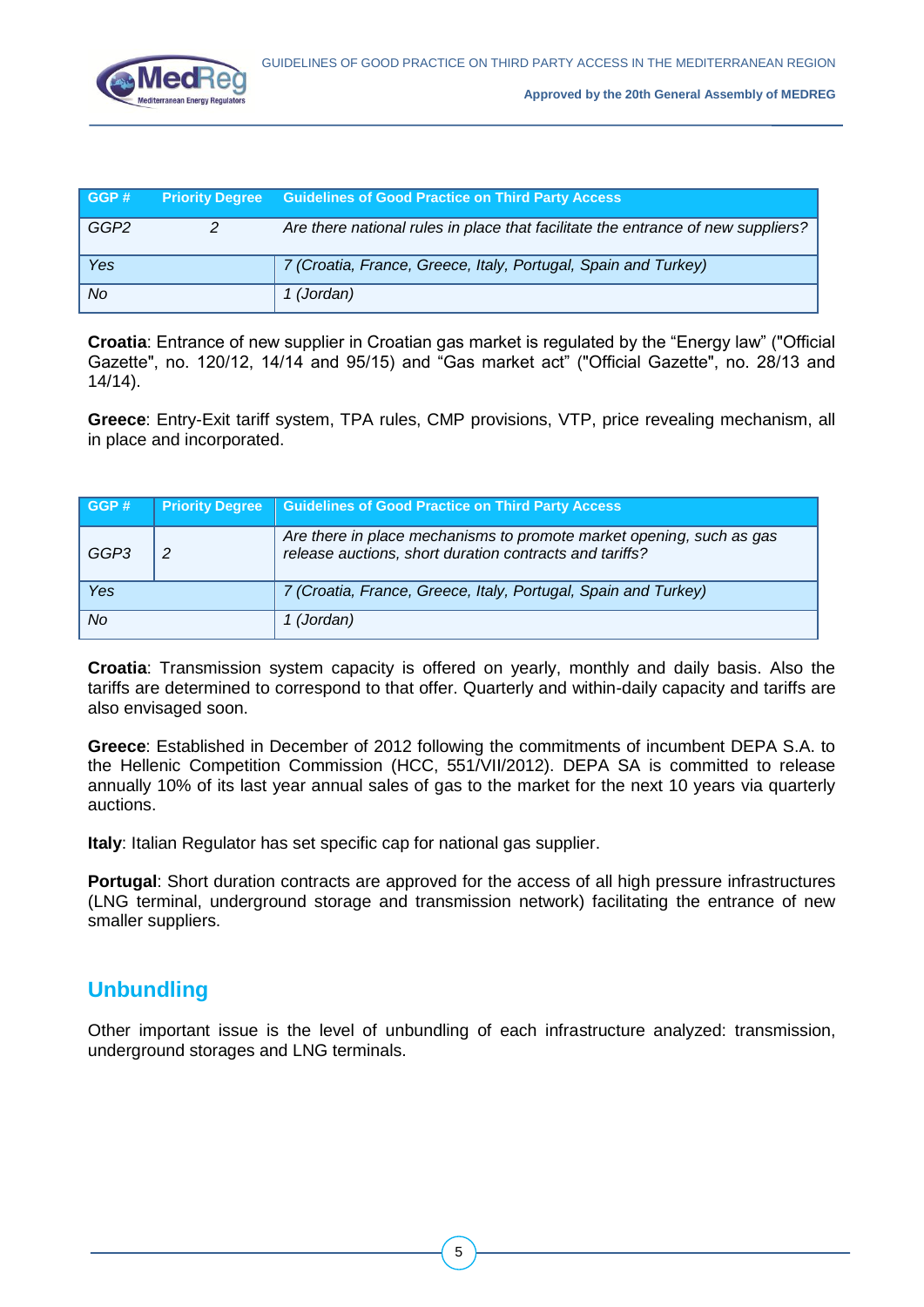| GGP # | Priority Degree | Guidelines of Good Practice on Third Party Access |
|---|---|---|
| *GGP2* | *2* | *Are there national rules in place that facilitate the entrance of new suppliers?* |
| *Yes* | | *7 (Croatia, France, Greece, Italy, Portugal, Spain and Turkey)* |
| *No* | | *1 (Jordan)* |

**Croatia**: Entrance of new supplier in Croatian gas market is regulated by the "Energy law" ("Official Gazette", no. 120/12, 14/14 and 95/15) and "Gas market act" ("Official Gazette", no. 28/13 and 14/14).

**Greece**: Entry-Exit tariff system, TPA rules, CMP provisions, VTP, price revealing mechanism, all in place and incorporated.

| GGP # | Priority Degree | Guidelines of Good Practice on Third Party Access |
|---|---|---|
| *GGP3* | *2* | *Are there in place mechanisms to promote market opening, such as gas release auctions, short duration contracts and tariffs?* |
| *Yes* | | *7 (Croatia, France, Greece, Italy, Portugal, Spain and Turkey)* |
| *No* | | *1 (Jordan)* |

**Croatia**: Transmission system capacity is offered on yearly, monthly and daily basis. Also the tariffs are determined to correspond to that offer. Quarterly and within-daily capacity and tariffs are also envisaged soon.

**Greece**: Established in December of 2012 following the commitments of incumbent DEPA S.A. to the Hellenic Competition Commission (HCC, 551/VII/2012). DEPA SA is committed to release annually 10% of its last year annual sales of gas to the market for the next 10 years via quarterly auctions.

**Italy**: Italian Regulator has set specific cap for national gas supplier.

**Portugal**: Short duration contracts are approved for the access of all high pressure infrastructures (LNG terminal, underground storage and transmission network) facilitating the entrance of new smaller suppliers.

## Unbundling

Other important issue is the level of unbundling of each infrastructure analyzed: transmission, underground storages and LNG terminals.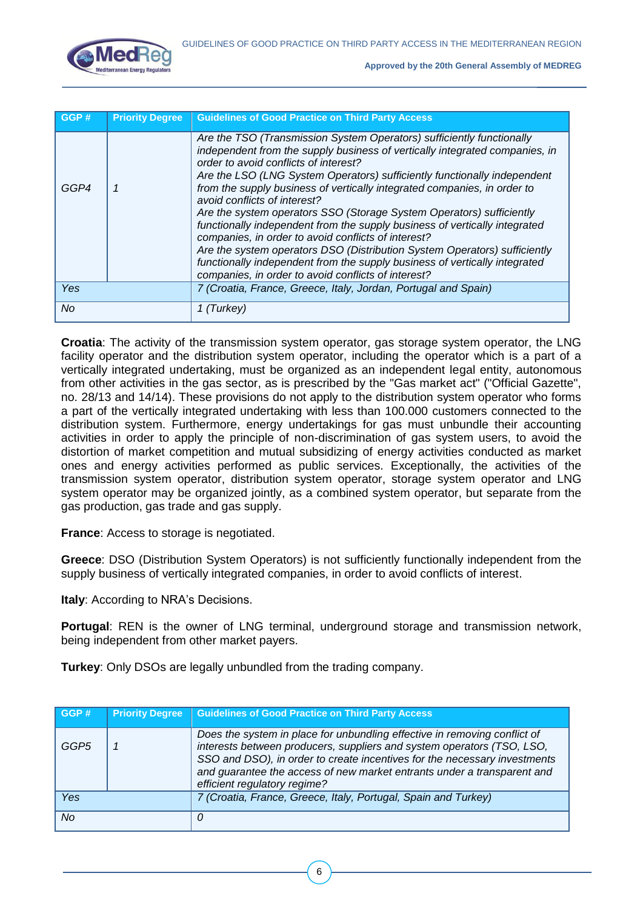| GGP # | Priority Degree | Guidelines of Good Practice on Third Party Access |
|---|---|---|
| *GGP4* | *1* | *Are the TSO (Transmission System Operators) sufficiently functionally independent from the supply business of vertically integrated companies, in order to avoid conflicts of interest?*<br>*Are the LSO (LNG System Operators) sufficiently functionally independent from the supply business of vertically integrated companies, in order to avoid conflicts of interest?*<br>*Are the system operators SSO (Storage System Operators) sufficiently functionally independent from the supply business of vertically integrated companies, in order to avoid conflicts of interest?*<br>*Are the system operators DSO (Distribution System Operators) sufficiently functionally independent from the supply business of vertically integrated companies, in order to avoid conflicts of interest?* |
| *Yes* | | *7 (Croatia, France, Greece, Italy, Jordan, Portugal and Spain)* |
| *No* | | *1 (Turkey)* |

**Croatia**: The activity of the transmission system operator, gas storage system operator, the LNG facility operator and the distribution system operator, including the operator which is a part of a vertically integrated undertaking, must be organized as an independent legal entity, autonomous from other activities in the gas sector, as is prescribed by the "Gas market act" ("Official Gazette", no. 28/13 and 14/14). These provisions do not apply to the distribution system operator who forms a part of the vertically integrated undertaking with less than 100.000 customers connected to the distribution system. Furthermore, energy undertakings for gas must unbundle their accounting activities in order to apply the principle of non-discrimination of gas system users, to avoid the distortion of market competition and mutual subsidizing of energy activities conducted as market ones and energy activities performed as public services. Exceptionally, the activities of the transmission system operator, distribution system operator, storage system operator and LNG system operator may be organized jointly, as a combined system operator, but separate from the gas production, gas trade and gas supply.

**France**: Access to storage is negotiated.

**Greece**: DSO (Distribution System Operators) is not sufficiently functionally independent from the supply business of vertically integrated companies, in order to avoid conflicts of interest.

**Italy**: According to NRA's Decisions.

**Portugal**: REN is the owner of LNG terminal, underground storage and transmission network, being independent from other market payers.

**Turkey**: Only DSOs are legally unbundled from the trading company.

| GGP # | Priority Degree | Guidelines of Good Practice on Third Party Access |
|---|---|---|
| *GGP5* | *1* | *Does the system in place for unbundling effective in removing conflict of interests between producers, suppliers and system operators (TSO, LSO, SSO and DSO), in order to create incentives for the necessary investments and guarantee the access of new market entrants under a transparent and efficient regulatory regime?* |
| *Yes* | | *7 (Croatia, France, Greece, Italy, Portugal, Spain and Turkey)* |
| *No* | | *0* |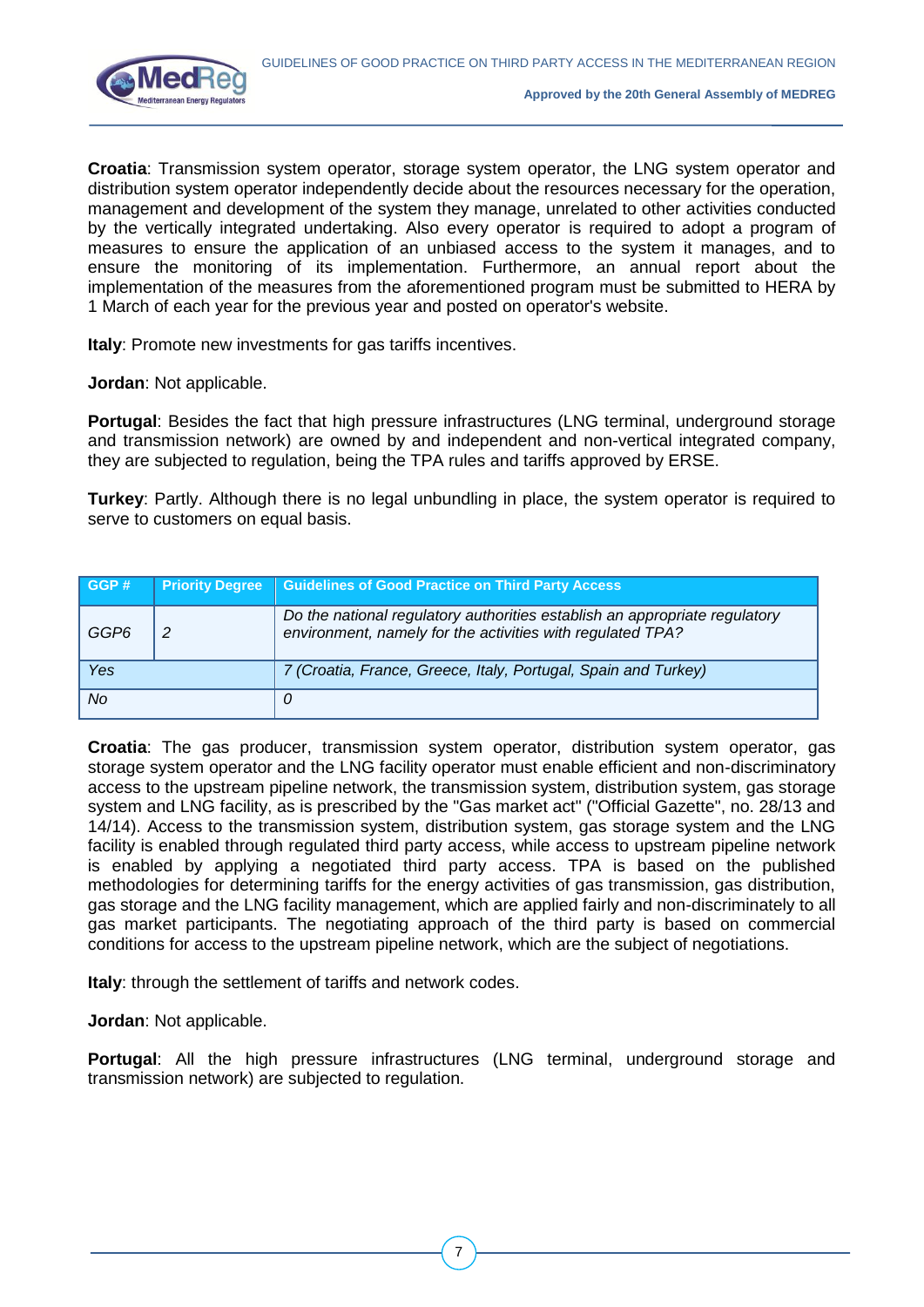**Croatia**: Transmission system operator, storage system operator, the LNG system operator and distribution system operator independently decide about the resources necessary for the operation, management and development of the system they manage, unrelated to other activities conducted by the vertically integrated undertaking. Also every operator is required to adopt a program of measures to ensure the application of an unbiased access to the system it manages, and to ensure the monitoring of its implementation. Furthermore, an annual report about the implementation of the measures from the aforementioned program must be submitted to HERA by 1 March of each year for the previous year and posted on operator's website.

**Italy**: Promote new investments for gas tariffs incentives.

**Jordan**: Not applicable.

**Portugal**: Besides the fact that high pressure infrastructures (LNG terminal, underground storage and transmission network) are owned by and independent and non-vertical integrated company, they are subjected to regulation, being the TPA rules and tariffs approved by ERSE.

**Turkey**: Partly. Although there is no legal unbundling in place, the system operator is required to serve to customers on equal basis.

| GGP # | Priority Degree | Guidelines of Good Practice on Third Party Access |
|---|---|---|
| *GGP6* | *2* | *Do the national regulatory authorities establish an appropriate regulatory environment, namely for the activities with regulated TPA?* |
| *Yes* | | *7 (Croatia, France, Greece, Italy, Portugal, Spain and Turkey)* |
| *No* | | *0* |

**Croatia**: The gas producer, transmission system operator, distribution system operator, gas storage system operator and the LNG facility operator must enable efficient and non-discriminatory access to the upstream pipeline network, the transmission system, distribution system, gas storage system and LNG facility, as is prescribed by the "Gas market act" ("Official Gazette", no. 28/13 and 14/14). Access to the transmission system, distribution system, gas storage system and the LNG facility is enabled through regulated third party access, while access to upstream pipeline network is enabled by applying a negotiated third party access. TPA is based on the published methodologies for determining tariffs for the energy activities of gas transmission, gas distribution, gas storage and the LNG facility management, which are applied fairly and non-discriminately to all gas market participants. The negotiating approach of the third party is based on commercial conditions for access to the upstream pipeline network, which are the subject of negotiations.

**Italy**: through the settlement of tariffs and network codes.

**Jordan**: Not applicable.

**Portugal**: All the high pressure infrastructures (LNG terminal, underground storage and transmission network) are subjected to regulation.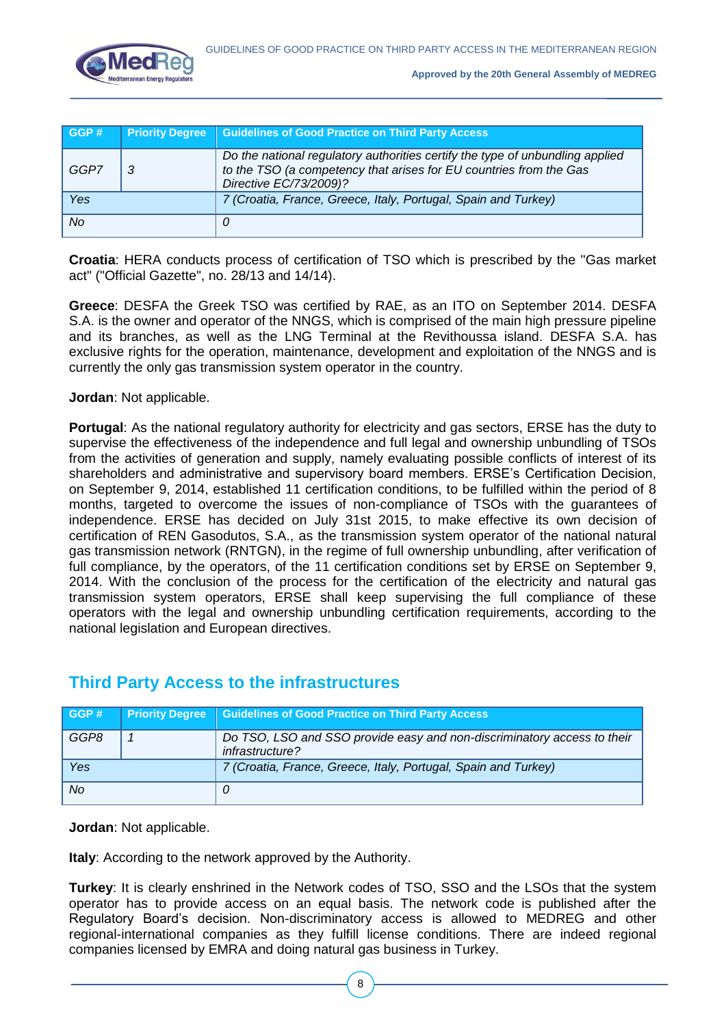| GGP # | Priority Degree | Guidelines of Good Practice on Third Party Access |
|---|---|---|
| *GGP7* | *3* | *Do the national regulatory authorities certify the type of unbundling applied to the TSO (a competency that arises for EU countries from the Gas Directive EC/73/2009)?* |
| *Yes* | | *7 (Croatia, France, Greece, Italy, Portugal, Spain and Turkey)* |
| *No* | | *0* |

**Croatia**: HERA conducts process of certification of TSO which is prescribed by the "Gas market act" ("Official Gazette", no. 28/13 and 14/14).

**Greece**: DESFA the Greek TSO was certified by RAE, as an ITO on September 2014. DESFA S.A. is the owner and operator of the NNGS, which is comprised of the main high pressure pipeline and its branches, as well as the LNG Terminal at the Revithoussa island. DESFA S.A. has exclusive rights for the operation, maintenance, development and exploitation of the NNGS and is currently the only gas transmission system operator in the country.

**Jordan**: Not applicable.

**Portugal**: As the national regulatory authority for electricity and gas sectors, ERSE has the duty to supervise the effectiveness of the independence and full legal and ownership unbundling of TSOs from the activities of generation and supply, namely evaluating possible conflicts of interest of its shareholders and administrative and supervisory board members. ERSE's Certification Decision, on September 9, 2014, established 11 certification conditions, to be fulfilled within the period of 8 months, targeted to overcome the issues of non-compliance of TSOs with the guarantees of independence. ERSE has decided on July 31st 2015, to make effective its own decision of certification of REN Gasodutos, S.A., as the transmission system operator of the national natural gas transmission network (RNTGN), in the regime of full ownership unbundling, after verification of full compliance, by the operators, of the 11 certification conditions set by ERSE on September 9, 2014. With the conclusion of the process for the certification of the electricity and natural gas transmission system operators, ERSE shall keep supervising the full compliance of these operators with the legal and ownership unbundling certification requirements, according to the national legislation and European directives.

## Third Party Access to the infrastructures

| GGP # | Priority Degree | Guidelines of Good Practice on Third Party Access |
|---|---|---|
| *GGP8* | *1* | *Do TSO, LSO and SSO provide easy and non-discriminatory access to their infrastructure?* |
| *Yes* | | *7 (Croatia, France, Greece, Italy, Portugal, Spain and Turkey)* |
| *No* | | *0* |

**Jordan**: Not applicable.

**Italy**: According to the network approved by the Authority.

**Turkey**: It is clearly enshrined in the Network codes of TSO, SSO and the LSOs that the system operator has to provide access on an equal basis. The network code is published after the Regulatory Board's decision. Non-discriminatory access is allowed to MEDREG and other regional-international companies as they fulfill license conditions. There are indeed regional companies licensed by EMRA and doing natural gas business in Turkey.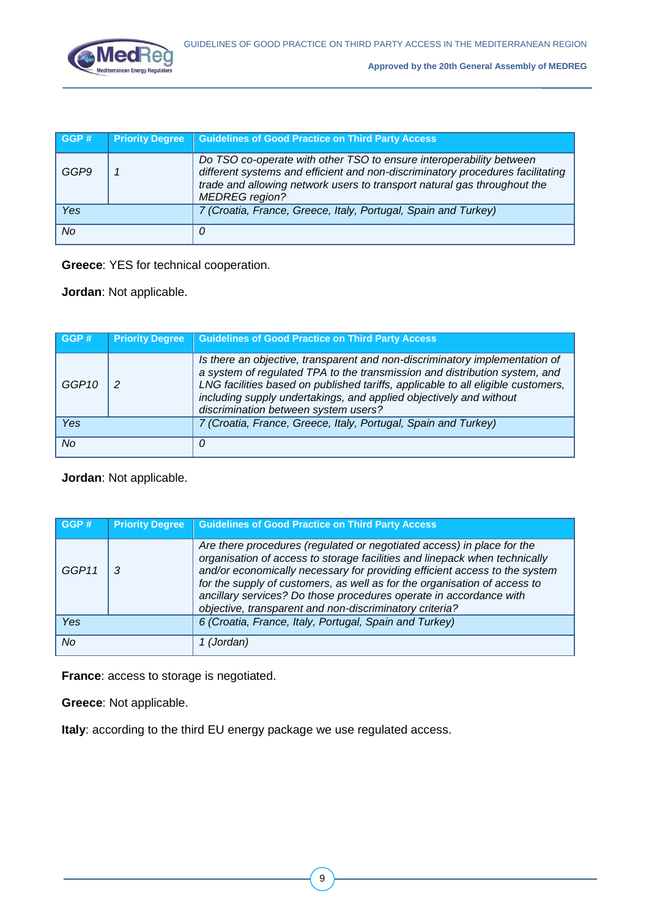| GGP # | Priority Degree | Guidelines of Good Practice on Third Party Access |
|---|---|---|
| *GGP9* | *1* | *Do TSO co-operate with other TSO to ensure interoperability between different systems and efficient and non-discriminatory procedures facilitating trade and allowing network users to transport natural gas throughout the MEDREG region?* |
| *Yes* | | *7 (Croatia, France, Greece, Italy, Portugal, Spain and Turkey)* |
| *No* | | *0* |

**Greece**: YES for technical cooperation.

**Jordan**: Not applicable.

| GGP # | Priority Degree | Guidelines of Good Practice on Third Party Access |
|---|---|---|
| *GGP10* | *2* | *Is there an objective, transparent and non-discriminatory implementation of a system of regulated TPA to the transmission and distribution system, and LNG facilities based on published tariffs, applicable to all eligible customers, including supply undertakings, and applied objectively and without discrimination between system users?* |
| *Yes* | | *7 (Croatia, France, Greece, Italy, Portugal, Spain and Turkey)* |
| *No* | | *0* |

**Jordan**: Not applicable.

| GGP # | Priority Degree | Guidelines of Good Practice on Third Party Access |
|---|---|---|
| *GGP11* | *3* | *Are there procedures (regulated or negotiated access) in place for the organisation of access to storage facilities and linepack when technically and/or economically necessary for providing efficient access to the system for the supply of customers, as well as for the organisation of access to ancillary services? Do those procedures operate in accordance with objective, transparent and non-discriminatory criteria?* |
| *Yes* | | *6 (Croatia, France, Italy, Portugal, Spain and Turkey)* |
| *No* | | *1 (Jordan)* |

**France**: access to storage is negotiated.

**Greece**: Not applicable.

**Italy**: according to the third EU energy package we use regulated access.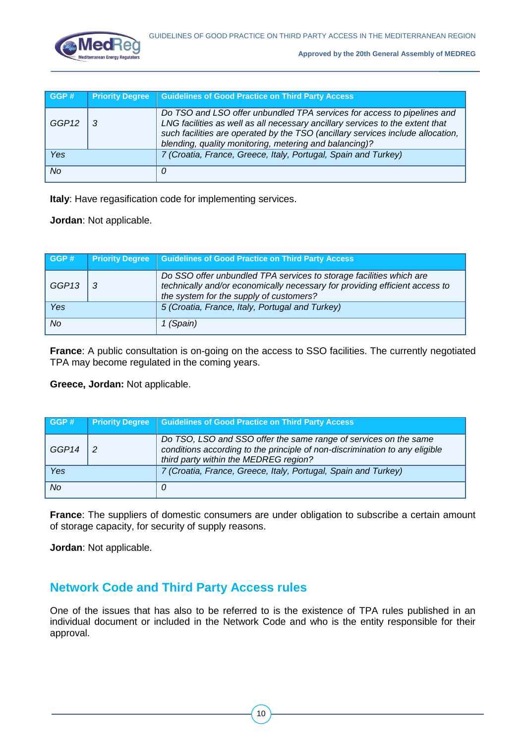| GGP # | Priority Degree | Guidelines of Good Practice on Third Party Access |
|---|---|---|
| *GGP12* | *3* | *Do TSO and LSO offer unbundled TPA services for access to pipelines and LNG facilities as well as all necessary ancillary services to the extent that such facilities are operated by the TSO (ancillary services include allocation, blending, quality monitoring, metering and balancing)?* |
| *Yes* | | *7 (Croatia, France, Greece, Italy, Portugal, Spain and Turkey)* |
| *No* | | *0* |

**Italy**: Have regasification code for implementing services.

**Jordan**: Not applicable.

| GGP # | Priority Degree | Guidelines of Good Practice on Third Party Access |
|---|---|---|
| *GGP13* | *3* | *Do SSO offer unbundled TPA services to storage facilities which are technically and/or economically necessary for providing efficient access to the system for the supply of customers?* |
| *Yes* | | *5 (Croatia, France, Italy, Portugal and Turkey)* |
| *No* | | *1 (Spain)* |

**France**: A public consultation is on-going on the access to SSO facilities. The currently negotiated TPA may become regulated in the coming years.

**Greece, Jordan:** Not applicable.

| GGP # | Priority Degree | Guidelines of Good Practice on Third Party Access |
|---|---|---|
| *GGP14* | *2* | *Do TSO, LSO and SSO offer the same range of services on the same conditions according to the principle of non-discrimination to any eligible third party within the MEDREG region?* |
| *Yes* | | *7 (Croatia, France, Greece, Italy, Portugal, Spain and Turkey)* |
| *No* | | *0* |

**France**: The suppliers of domestic consumers are under obligation to subscribe a certain amount of storage capacity, for security of supply reasons.

**Jordan**: Not applicable.

## Network Code and Third Party Access rules

One of the issues that has also to be referred to is the existence of TPA rules published in an individual document or included in the Network Code and who is the entity responsible for their approval.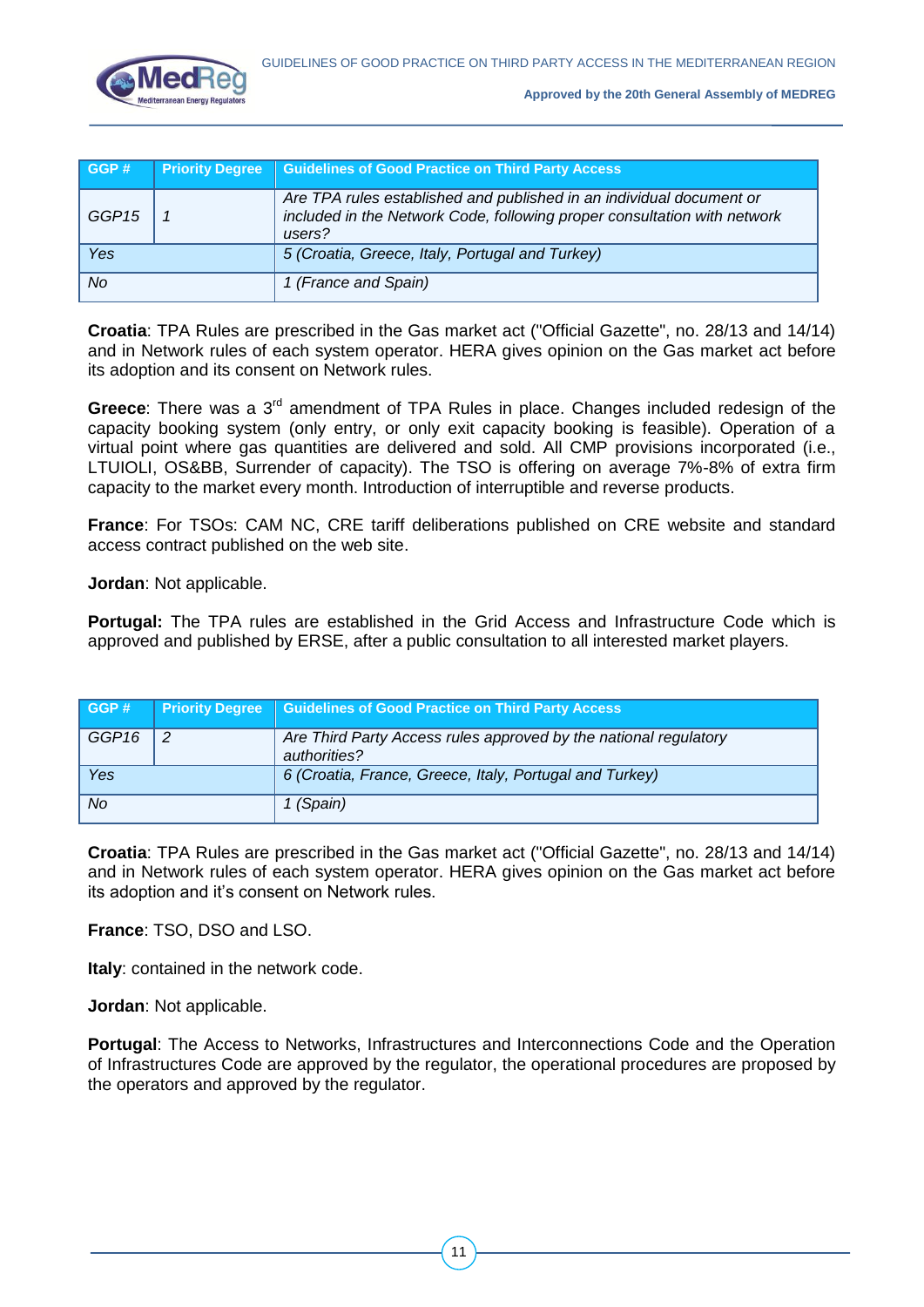| GGP # | Priority Degree | Guidelines of Good Practice on Third Party Access |
|---|---|---|
| *GGP15* | *1* | *Are TPA rules established and published in an individual document or included in the Network Code, following proper consultation with network users?* |
| *Yes* | | *5 (Croatia, Greece, Italy, Portugal and Turkey)* |
| *No* | | *1 (France and Spain)* |

**Croatia**: TPA Rules are prescribed in the Gas market act ("Official Gazette", no. 28/13 and 14/14) and in Network rules of each system operator. HERA gives opinion on the Gas market act before its adoption and its consent on Network rules.

**Greece**: There was a 3rd amendment of TPA Rules in place. Changes included redesign of the capacity booking system (only entry, or only exit capacity booking is feasible). Operation of a virtual point where gas quantities are delivered and sold. All CMP provisions incorporated (i.e., LTUIOLI, OS&BB, Surrender of capacity). The TSO is offering on average 7%-8% of extra firm capacity to the market every month. Introduction of interruptible and reverse products.

**France**: For TSOs: CAM NC, CRE tariff deliberations published on CRE website and standard access contract published on the web site.

**Jordan**: Not applicable.

**Portugal:** The TPA rules are established in the Grid Access and Infrastructure Code which is approved and published by ERSE, after a public consultation to all interested market players.

| GGP # | Priority Degree | Guidelines of Good Practice on Third Party Access |
|---|---|---|
| *GGP16* | *2* | *Are Third Party Access rules approved by the national regulatory authorities?* |
| *Yes* | | *6 (Croatia, France, Greece, Italy, Portugal and Turkey)* |
| *No* | | *1 (Spain)* |

**Croatia**: TPA Rules are prescribed in the Gas market act ("Official Gazette", no. 28/13 and 14/14) and in Network rules of each system operator. HERA gives opinion on the Gas market act before its adoption and it's consent on Network rules.

**France**: TSO, DSO and LSO.

**Italy**: contained in the network code.

**Jordan**: Not applicable.

**Portugal**: The Access to Networks, Infrastructures and Interconnections Code and the Operation of Infrastructures Code are approved by the regulator, the operational procedures are proposed by the operators and approved by the regulator.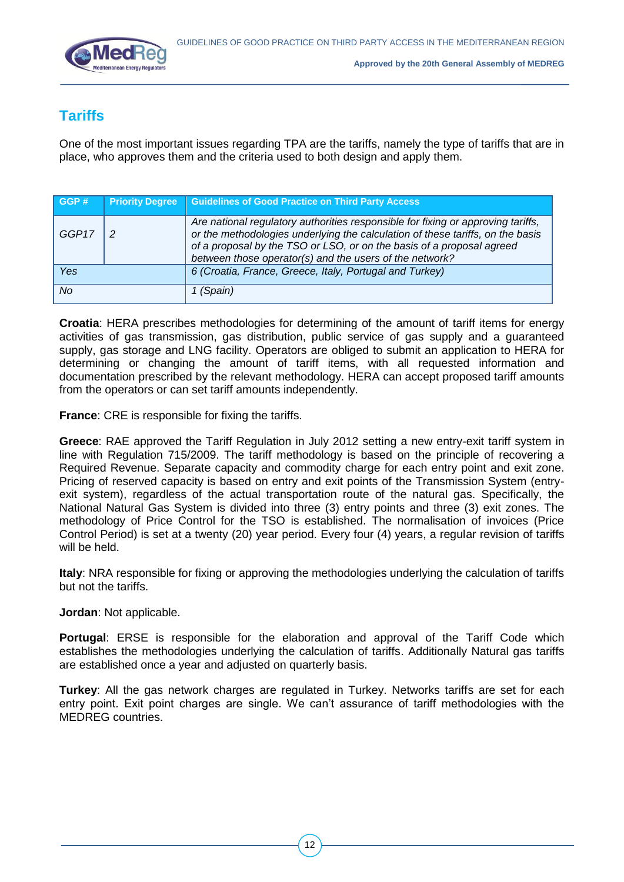## Tariffs

One of the most important issues regarding TPA are the tariffs, namely the type of tariffs that are in place, who approves them and the criteria used to both design and apply them.

| GGP # | Priority Degree | Guidelines of Good Practice on Third Party Access |
|---|---|---|
| *GGP17* | *2* | *Are national regulatory authorities responsible for fixing or approving tariffs, or the methodologies underlying the calculation of these tariffs, on the basis of a proposal by the TSO or LSO, or on the basis of a proposal agreed between those operator(s) and the users of the network?* |
| *Yes* | | *6 (Croatia, France, Greece, Italy, Portugal and Turkey)* |
| *No* | | *1 (Spain)* |

**Croatia**: HERA prescribes methodologies for determining of the amount of tariff items for energy activities of gas transmission, gas distribution, public service of gas supply and a guaranteed supply, gas storage and LNG facility. Operators are obliged to submit an application to HERA for determining or changing the amount of tariff items, with all requested information and documentation prescribed by the relevant methodology. HERA can accept proposed tariff amounts from the operators or can set tariff amounts independently.

**France**: CRE is responsible for fixing the tariffs.

**Greece**: RAE approved the Tariff Regulation in July 2012 setting a new entry-exit tariff system in line with Regulation 715/2009. The tariff methodology is based on the principle of recovering a Required Revenue. Separate capacity and commodity charge for each entry point and exit zone. Pricing of reserved capacity is based on entry and exit points of the Transmission System (entry-exit system), regardless of the actual transportation route of the natural gas. Specifically, the National Natural Gas System is divided into three (3) entry points and three (3) exit zones. The methodology of Price Control for the TSO is established. The normalisation of invoices (Price Control Period) is set at a twenty (20) year period. Every four (4) years, a regular revision of tariffs will be held.

**Italy**: NRA responsible for fixing or approving the methodologies underlying the calculation of tariffs but not the tariffs.

**Jordan**: Not applicable.

**Portugal**: ERSE is responsible for the elaboration and approval of the Tariff Code which establishes the methodologies underlying the calculation of tariffs. Additionally Natural gas tariffs are established once a year and adjusted on quarterly basis.

**Turkey**: All the gas network charges are regulated in Turkey. Networks tariffs are set for each entry point. Exit point charges are single. We can't assurance of tariff methodologies with the MEDREG countries.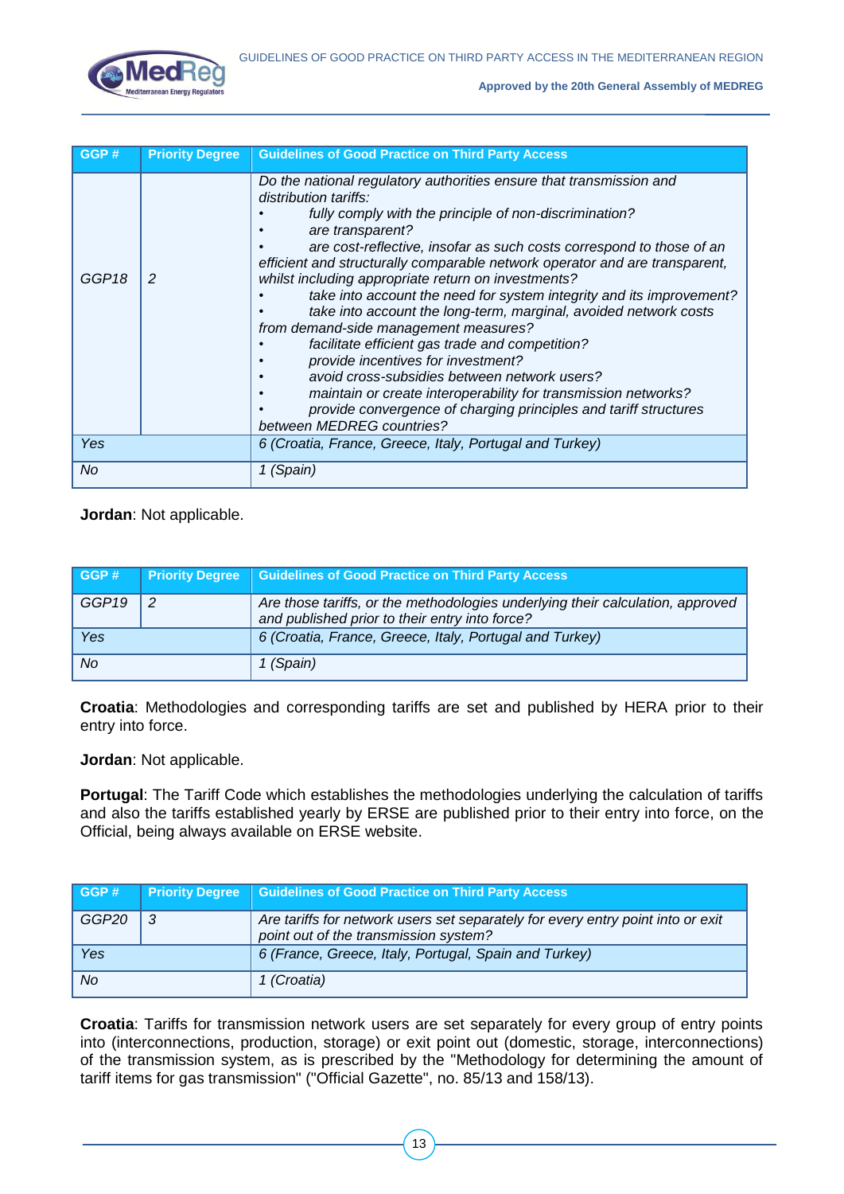| GGP # | Priority Degree | Guidelines of Good Practice on Third Party Access |
|---|---|---|
| GGP18 | 2 | *Do the national regulatory authorities ensure that transmission and distribution tariffs:<br>• fully comply with the principle of non-discrimination?<br>• are transparent?<br>• are cost-reflective, insofar as such costs correspond to those of an efficient and structurally comparable network operator and are transparent, whilst including appropriate return on investments?<br>• take into account the need for system integrity and its improvement?<br>• take into account the long-term, marginal, avoided network costs from demand-side management measures?<br>• facilitate efficient gas trade and competition?<br>• provide incentives for investment?<br>• avoid cross-subsidies between network users?<br>• maintain or create interoperability for transmission networks?<br>• provide convergence of charging principles and tariff structures between MEDREG countries?* |
| *Yes* | | *6 (Croatia, France, Greece, Italy, Portugal and Turkey)* |
| *No* | | *1 (Spain)* |

**Jordan**: Not applicable.

| GGP # | Priority Degree | Guidelines of Good Practice on Third Party Access |
|---|---|---|
| GGP19 | 2 | *Are those tariffs, or the methodologies underlying their calculation, approved and published prior to their entry into force?* |
| *Yes* | | *6 (Croatia, France, Greece, Italy, Portugal and Turkey)* |
| *No* | | *1 (Spain)* |

**Croatia**: Methodologies and corresponding tariffs are set and published by HERA prior to their entry into force.

**Jordan**: Not applicable.

**Portugal**: The Tariff Code which establishes the methodologies underlying the calculation of tariffs and also the tariffs established yearly by ERSE are published prior to their entry into force, on the Official, being always available on ERSE website.

| GGP # | Priority Degree | Guidelines of Good Practice on Third Party Access |
|---|---|---|
| GGP20 | 3 | *Are tariffs for network users set separately for every entry point into or exit point out of the transmission system?* |
| *Yes* | | *6 (France, Greece, Italy, Portugal, Spain and Turkey)* |
| *No* | | *1 (Croatia)* |

**Croatia**: Tariffs for transmission network users are set separately for every group of entry points into (interconnections, production, storage) or exit point out (domestic, storage, interconnections) of the transmission system, as is prescribed by the "Methodology for determining the amount of tariff items for gas transmission" ("Official Gazette", no. 85/13 and 158/13).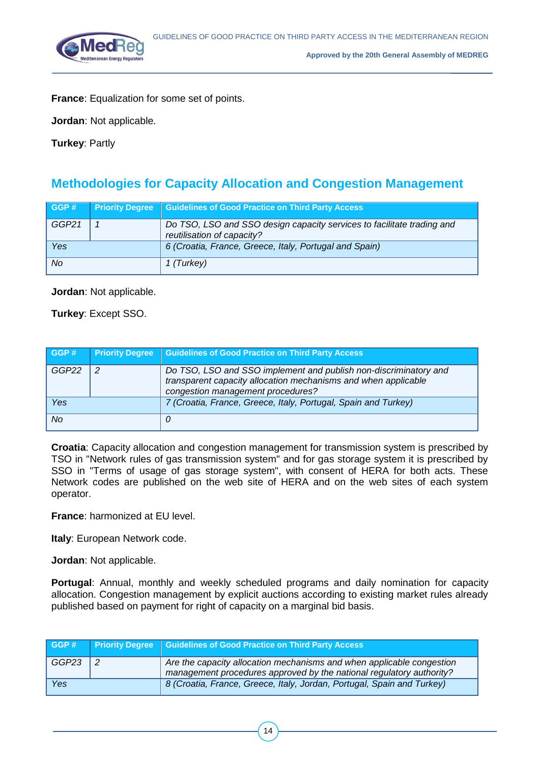**France**: Equalization for some set of points.

**Jordan**: Not applicable.

**Turkey**: Partly

## Methodologies for Capacity Allocation and Congestion Management

| GGP # | Priority Degree | Guidelines of Good Practice on Third Party Access |
|---|---|---|
| *GGP21* | *1* | *Do TSO, LSO and SSO design capacity services to facilitate trading and reutilisation of capacity?* |
| *Yes* | | *6 (Croatia, France, Greece, Italy, Portugal and Spain)* |
| *No* | | *1 (Turkey)* |

**Jordan**: Not applicable.

**Turkey**: Except SSO.

| GGP # | Priority Degree | Guidelines of Good Practice on Third Party Access |
|---|---|---|
| *GGP22* | *2* | *Do TSO, LSO and SSO implement and publish non-discriminatory and transparent capacity allocation mechanisms and when applicable congestion management procedures?* |
| *Yes* | | *7 (Croatia, France, Greece, Italy, Portugal, Spain and Turkey)* |
| *No* | | *0* |

**Croatia**: Capacity allocation and congestion management for transmission system is prescribed by TSO in "Network rules of gas transmission system" and for gas storage system it is prescribed by SSO in "Terms of usage of gas storage system", with consent of HERA for both acts. These Network codes are published on the web site of HERA and on the web sites of each system operator.

**France**: harmonized at EU level.

**Italy**: European Network code.

**Jordan**: Not applicable.

**Portugal**: Annual, monthly and weekly scheduled programs and daily nomination for capacity allocation. Congestion management by explicit auctions according to existing market rules already published based on payment for right of capacity on a marginal bid basis.

| GGP # | Priority Degree | Guidelines of Good Practice on Third Party Access |
|---|---|---|
| *GGP23* | *2* | *Are the capacity allocation mechanisms and when applicable congestion management procedures approved by the national regulatory authority?* |
| *Yes* | | *8 (Croatia, France, Greece, Italy, Jordan, Portugal, Spain and Turkey)* |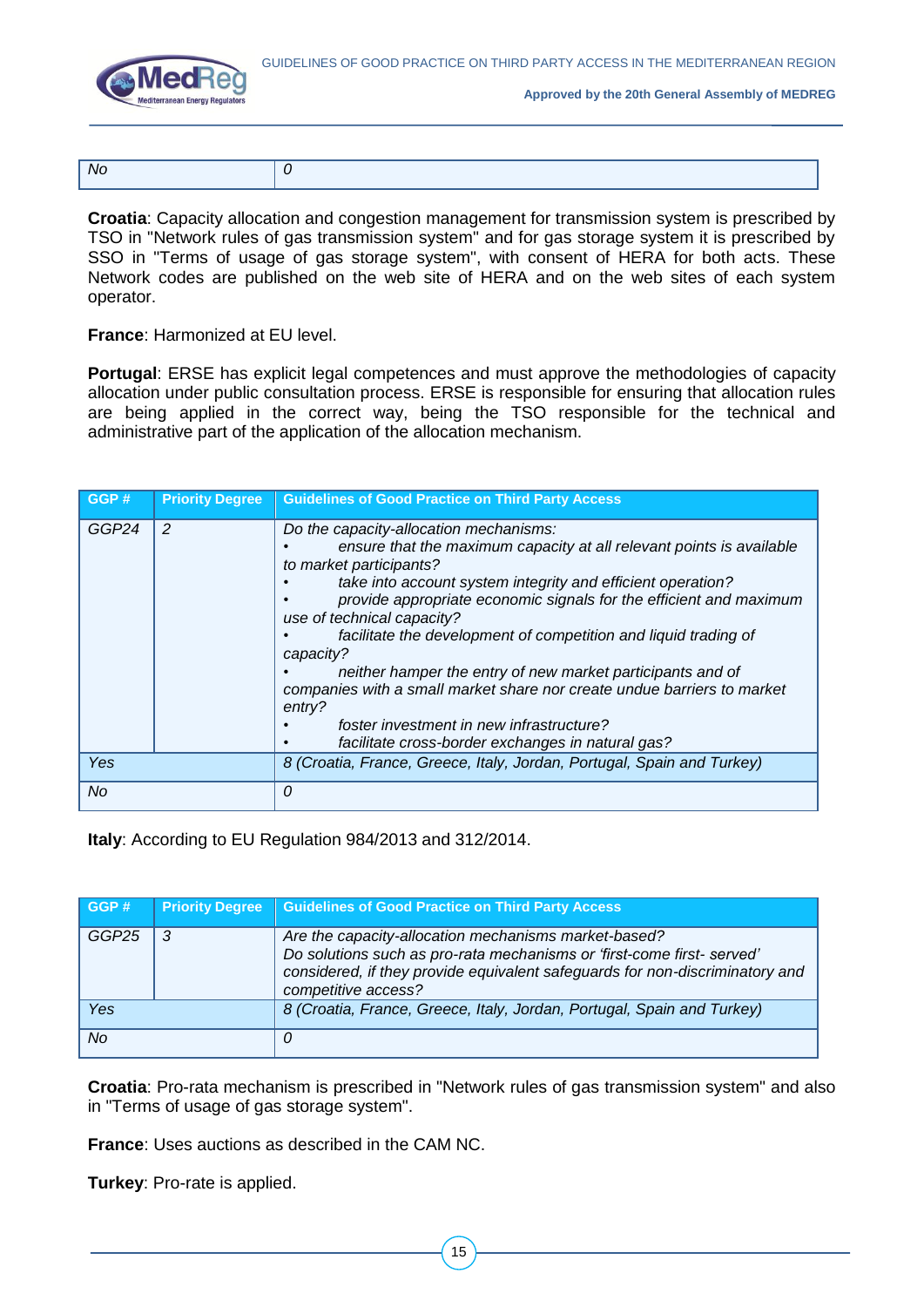| No | 0 |
|---|---|

**Croatia**: Capacity allocation and congestion management for transmission system is prescribed by TSO in "Network rules of gas transmission system" and for gas storage system it is prescribed by SSO in "Terms of usage of gas storage system", with consent of HERA for both acts. These Network codes are published on the web site of HERA and on the web sites of each system operator.

**France**: Harmonized at EU level.

**Portugal**: ERSE has explicit legal competences and must approve the methodologies of capacity allocation under public consultation process. ERSE is responsible for ensuring that allocation rules are being applied in the correct way, being the TSO responsible for the technical and administrative part of the application of the allocation mechanism.

| GGP # | Priority Degree | Guidelines of Good Practice on Third Party Access |
|---|---|---|
| *GGP24* | *2* | *Do the capacity-allocation mechanisms:*<br>• *ensure that the maximum capacity at all relevant points is available to market participants?*<br>• *take into account system integrity and efficient operation?*<br>• *provide appropriate economic signals for the efficient and maximum use of technical capacity?*<br>• *facilitate the development of competition and liquid trading of capacity?*<br>• *neither hamper the entry of new market participants and of companies with a small market share nor create undue barriers to market entry?*<br>• *foster investment in new infrastructure?*<br>• *facilitate cross-border exchanges in natural gas?* |
| *Yes* | | *8 (Croatia, France, Greece, Italy, Jordan, Portugal, Spain and Turkey)* |
| *No* | | *0* |

**Italy**: According to EU Regulation 984/2013 and 312/2014.

| GGP # | Priority Degree | Guidelines of Good Practice on Third Party Access |
|---|---|---|
| *GGP25* | *3* | *Are the capacity-allocation mechanisms market-based?*<br>*Do solutions such as pro-rata mechanisms or 'first-come first- served' considered, if they provide equivalent safeguards for non-discriminatory and competitive access?* |
| *Yes* | | *8 (Croatia, France, Greece, Italy, Jordan, Portugal, Spain and Turkey)* |
| *No* | | *0* |

**Croatia**: Pro-rata mechanism is prescribed in "Network rules of gas transmission system" and also in "Terms of usage of gas storage system".

**France**: Uses auctions as described in the CAM NC.

**Turkey**: Pro-rate is applied.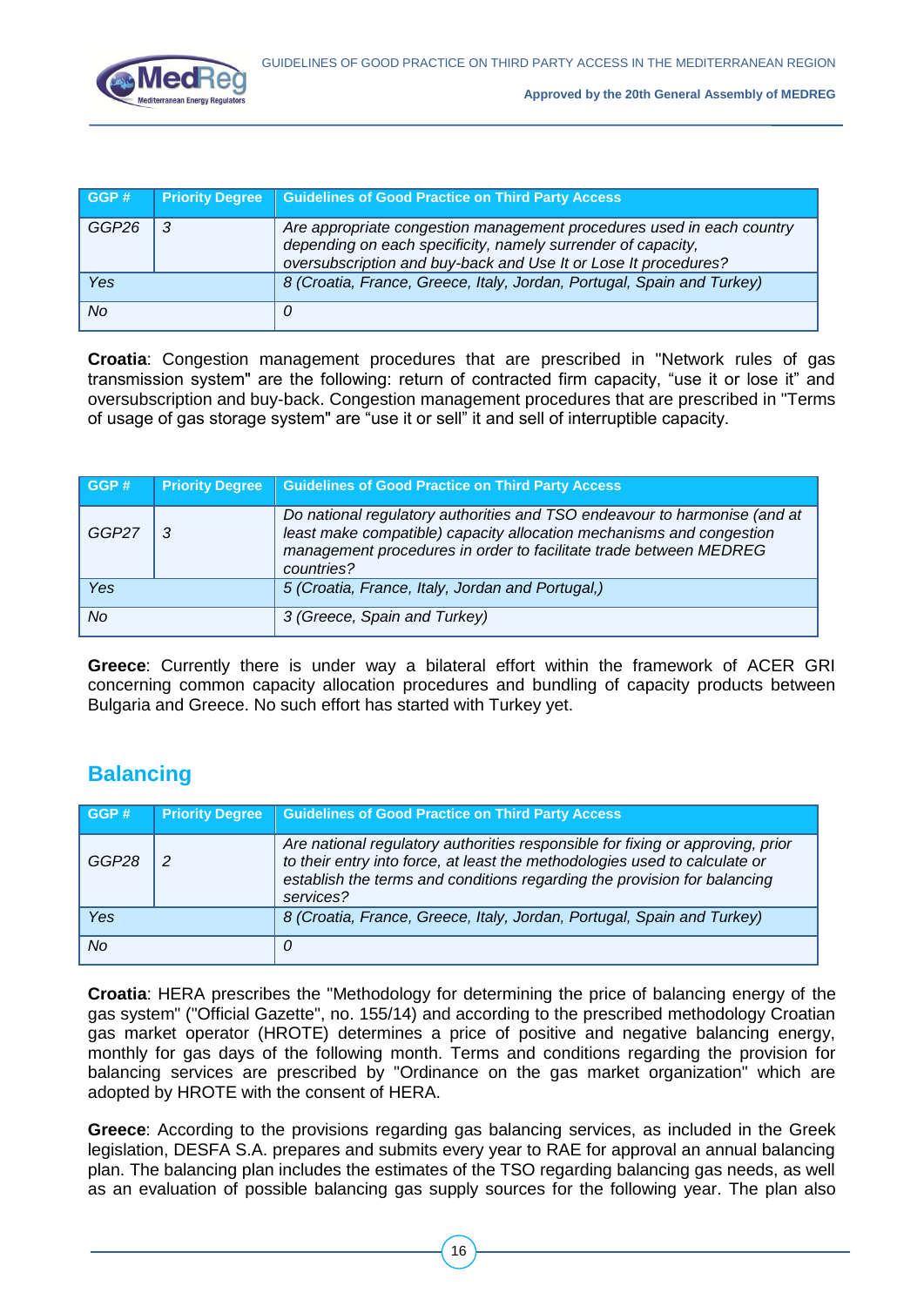| GGP # | Priority Degree | Guidelines of Good Practice on Third Party Access |
|---|---|---|
| GGP26 | 3 | *Are appropriate congestion management procedures used in each country depending on each specificity, namely surrender of capacity, oversubscription and buy-back and Use It or Lose It procedures?* |
| *Yes* | | *8 (Croatia, France, Greece, Italy, Jordan, Portugal, Spain and Turkey)* |
| *No* | | *0* |

**Croatia**: Congestion management procedures that are prescribed in "Network rules of gas transmission system" are the following: return of contracted firm capacity, "use it or lose it" and oversubscription and buy-back. Congestion management procedures that are prescribed in "Terms of usage of gas storage system" are "use it or sell" it and sell of interruptible capacity.

| GGP # | Priority Degree | Guidelines of Good Practice on Third Party Access |
|---|---|---|
| GGP27 | 3 | *Do national regulatory authorities and TSO endeavour to harmonise (and at least make compatible) capacity allocation mechanisms and congestion management procedures in order to facilitate trade between MEDREG countries?* |
| *Yes* | | *5 (Croatia, France, Italy, Jordan and Portugal,)* |
| *No* | | *3 (Greece, Spain and Turkey)* |

**Greece**: Currently there is under way a bilateral effort within the framework of ACER GRI concerning common capacity allocation procedures and bundling of capacity products between Bulgaria and Greece. No such effort has started with Turkey yet.

## Balancing

| GGP # | Priority Degree | Guidelines of Good Practice on Third Party Access |
|---|---|---|
| GGP28 | 2 | *Are national regulatory authorities responsible for fixing or approving, prior to their entry into force, at least the methodologies used to calculate or establish the terms and conditions regarding the provision for balancing services?* |
| *Yes* | | *8 (Croatia, France, Greece, Italy, Jordan, Portugal, Spain and Turkey)* |
| *No* | | *0* |

**Croatia**: HERA prescribes the "Methodology for determining the price of balancing energy of the gas system" ("Official Gazette", no. 155/14) and according to the prescribed methodology Croatian gas market operator (HROTE) determines a price of positive and negative balancing energy, monthly for gas days of the following month. Terms and conditions regarding the provision for balancing services are prescribed by "Ordinance on the gas market organization" which are adopted by HROTE with the consent of HERA.

**Greece**: According to the provisions regarding gas balancing services, as included in the Greek legislation, DESFA S.A. prepares and submits every year to RAE for approval an annual balancing plan. The balancing plan includes the estimates of the TSO regarding balancing gas needs, as well as an evaluation of possible balancing gas supply sources for the following year. The plan also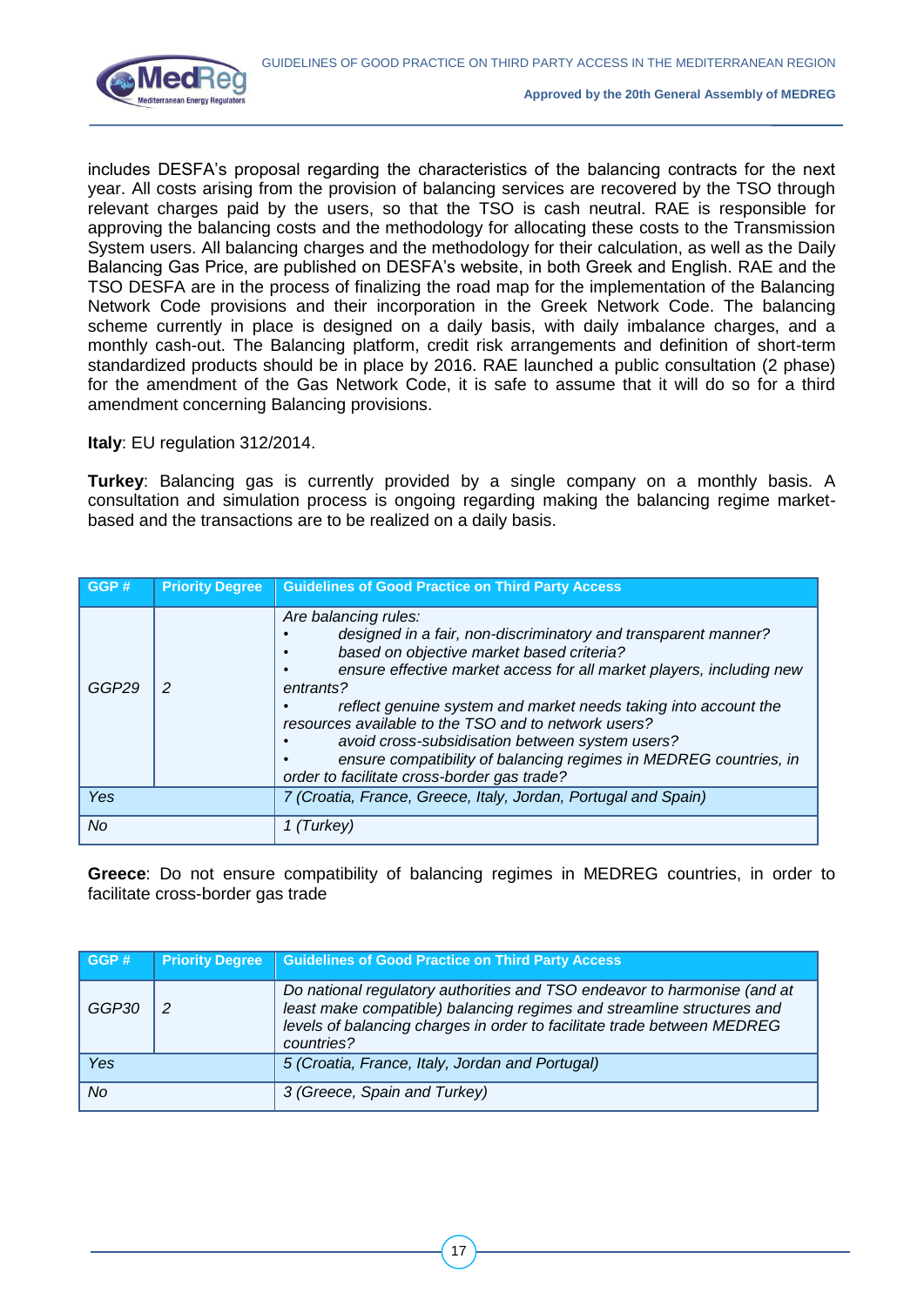includes DESFA's proposal regarding the characteristics of the balancing contracts for the next year. All costs arising from the provision of balancing services are recovered by the TSO through relevant charges paid by the users, so that the TSO is cash neutral. RAE is responsible for approving the balancing costs and the methodology for allocating these costs to the Transmission System users. All balancing charges and the methodology for their calculation, as well as the Daily Balancing Gas Price, are published on DESFA's website, in both Greek and English. RAE and the TSO DESFA are in the process of finalizing the road map for the implementation of the Balancing Network Code provisions and their incorporation in the Greek Network Code. The balancing scheme currently in place is designed on a daily basis, with daily imbalance charges, and a monthly cash-out. The Balancing platform, credit risk arrangements and definition of short-term standardized products should be in place by 2016. RAE launched a public consultation (2 phase) for the amendment of the Gas Network Code, it is safe to assume that it will do so for a third amendment concerning Balancing provisions.

**Italy**: EU regulation 312/2014.

**Turkey**: Balancing gas is currently provided by a single company on a monthly basis. A consultation and simulation process is ongoing regarding making the balancing regime market-based and the transactions are to be realized on a daily basis.

| GGP # | Priority Degree | Guidelines of Good Practice on Third Party Access |
|---|---|---|
| *GGP29* | *2* | *Are balancing rules:*<br>• *designed in a fair, non-discriminatory and transparent manner?*<br>• *based on objective market based criteria?*<br>• *ensure effective market access for all market players, including new entrants?*<br>• *reflect genuine system and market needs taking into account the resources available to the TSO and to network users?*<br>• *avoid cross-subsidisation between system users?*<br>• *ensure compatibility of balancing regimes in MEDREG countries, in order to facilitate cross-border gas trade?* |
| *Yes* | | *7 (Croatia, France, Greece, Italy, Jordan, Portugal and Spain)* |
| *No* | | *1 (Turkey)* |

**Greece**: Do not ensure compatibility of balancing regimes in MEDREG countries, in order to facilitate cross-border gas trade

| GGP # | Priority Degree | Guidelines of Good Practice on Third Party Access |
|---|---|---|
| *GGP30* | *2* | *Do national regulatory authorities and TSO endeavor to harmonise (and at least make compatible) balancing regimes and streamline structures and levels of balancing charges in order to facilitate trade between MEDREG countries?* |
| *Yes* | | *5 (Croatia, France, Italy, Jordan and Portugal)* |
| *No* | | *3 (Greece, Spain and Turkey)* |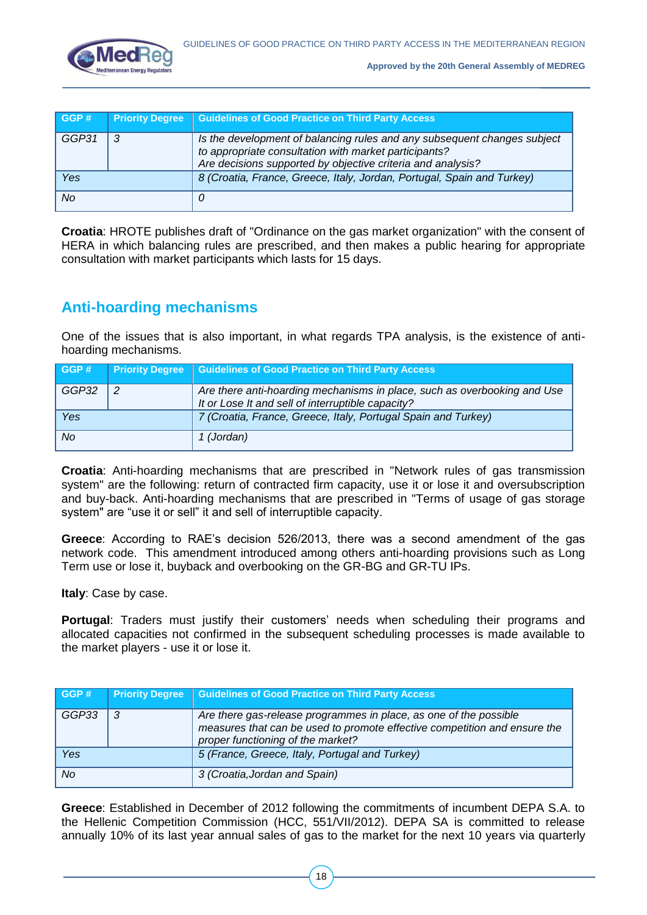| GGP # | Priority Degree | Guidelines of Good Practice on Third Party Access |
|---|---|---|
| GGP31 | 3 | *Is the development of balancing rules and any subsequent changes subject to appropriate consultation with market participants? Are decisions supported by objective criteria and analysis?* |
| *Yes* | | *8 (Croatia, France, Greece, Italy, Jordan, Portugal, Spain and Turkey)* |
| *No* | | *0* |

**Croatia**: HROTE publishes draft of "Ordinance on the gas market organization" with the consent of HERA in which balancing rules are prescribed, and then makes a public hearing for appropriate consultation with market participants which lasts for 15 days.

## Anti-hoarding mechanisms

One of the issues that is also important, in what regards TPA analysis, is the existence of anti-hoarding mechanisms.

| GGP # | Priority Degree | Guidelines of Good Practice on Third Party Access |
|---|---|---|
| GGP32 | 2 | *Are there anti-hoarding mechanisms in place, such as overbooking and Use It or Lose It and sell of interruptible capacity?* |
| *Yes* | | *7 (Croatia, France, Greece, Italy, Portugal Spain and Turkey)* |
| *No* | | *1 (Jordan)* |

**Croatia**: Anti-hoarding mechanisms that are prescribed in "Network rules of gas transmission system" are the following: return of contracted firm capacity, use it or lose it and oversubscription and buy-back. Anti-hoarding mechanisms that are prescribed in "Terms of usage of gas storage system" are "use it or sell" it and sell of interruptible capacity.

**Greece**: According to RAE's decision 526/2013, there was a second amendment of the gas network code. This amendment introduced among others anti-hoarding provisions such as Long Term use or lose it, buyback and overbooking on the GR-BG and GR-TU IPs.

**Italy**: Case by case.

**Portugal**: Traders must justify their customers' needs when scheduling their programs and allocated capacities not confirmed in the subsequent scheduling processes is made available to the market players - use it or lose it.

| GGP # | Priority Degree | Guidelines of Good Practice on Third Party Access |
|---|---|---|
| GGP33 | 3 | *Are there gas-release programmes in place, as one of the possible measures that can be used to promote effective competition and ensure the proper functioning of the market?* |
| *Yes* | | *5 (France, Greece, Italy, Portugal and Turkey)* |
| *No* | | *3 (Croatia,Jordan and Spain)* |

**Greece**: Established in December of 2012 following the commitments of incumbent DEPA S.A. to the Hellenic Competition Commission (HCC, 551/VII/2012). DEPA SA is committed to release annually 10% of its last year annual sales of gas to the market for the next 10 years via quarterly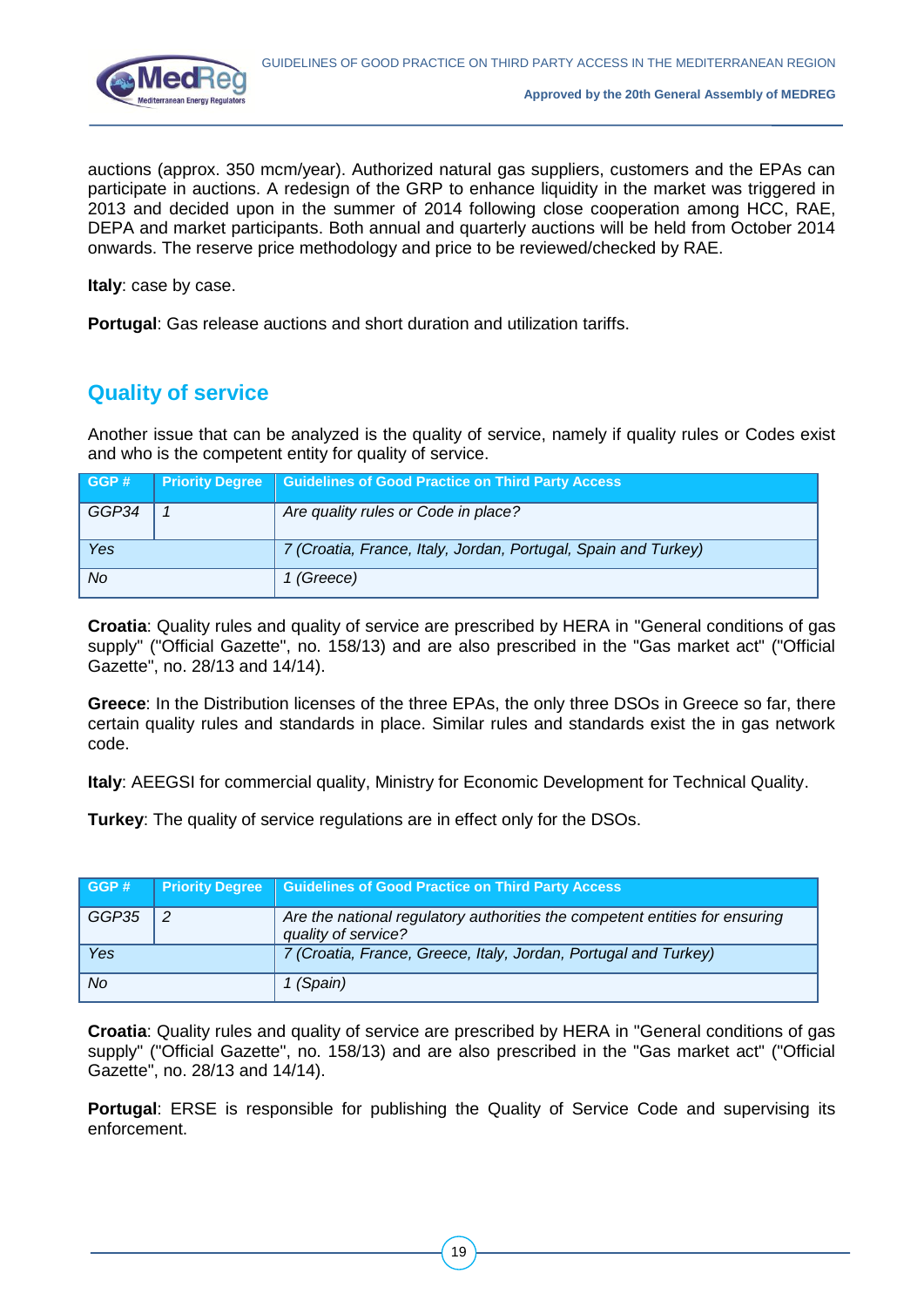auctions (approx. 350 mcm/year). Authorized natural gas suppliers, customers and the EPAs can participate in auctions. A redesign of the GRP to enhance liquidity in the market was triggered in 2013 and decided upon in the summer of 2014 following close cooperation among HCC, RAE, DEPA and market participants. Both annual and quarterly auctions will be held from October 2014 onwards. The reserve price methodology and price to be reviewed/checked by RAE.

**Italy**: case by case.

**Portugal**: Gas release auctions and short duration and utilization tariffs.

## Quality of service

Another issue that can be analyzed is the quality of service, namely if quality rules or Codes exist and who is the competent entity for quality of service.

| GGP # | Priority Degree | Guidelines of Good Practice on Third Party Access |
|---|---|---|
| *GGP34* | *1* | *Are quality rules or Code in place?* |
| *Yes* | | *7 (Croatia, France, Italy, Jordan, Portugal, Spain and Turkey)* |
| *No* | | *1 (Greece)* |

**Croatia**: Quality rules and quality of service are prescribed by HERA in "General conditions of gas supply" ("Official Gazette", no. 158/13) and are also prescribed in the "Gas market act" ("Official Gazette", no. 28/13 and 14/14).

**Greece**: In the Distribution licenses of the three EPAs, the only three DSOs in Greece so far, there certain quality rules and standards in place. Similar rules and standards exist the in gas network code.

**Italy**: AEEGSI for commercial quality, Ministry for Economic Development for Technical Quality.

**Turkey**: The quality of service regulations are in effect only for the DSOs.

| GGP # | Priority Degree | Guidelines of Good Practice on Third Party Access |
|---|---|---|
| *GGP35* | *2* | *Are the national regulatory authorities the competent entities for ensuring quality of service?* |
| *Yes* | | *7 (Croatia, France, Greece, Italy, Jordan, Portugal and Turkey)* |
| *No* | | *1 (Spain)* |

**Croatia**: Quality rules and quality of service are prescribed by HERA in "General conditions of gas supply" ("Official Gazette", no. 158/13) and are also prescribed in the "Gas market act" ("Official Gazette", no. 28/13 and 14/14).

**Portugal**: ERSE is responsible for publishing the Quality of Service Code and supervising its enforcement.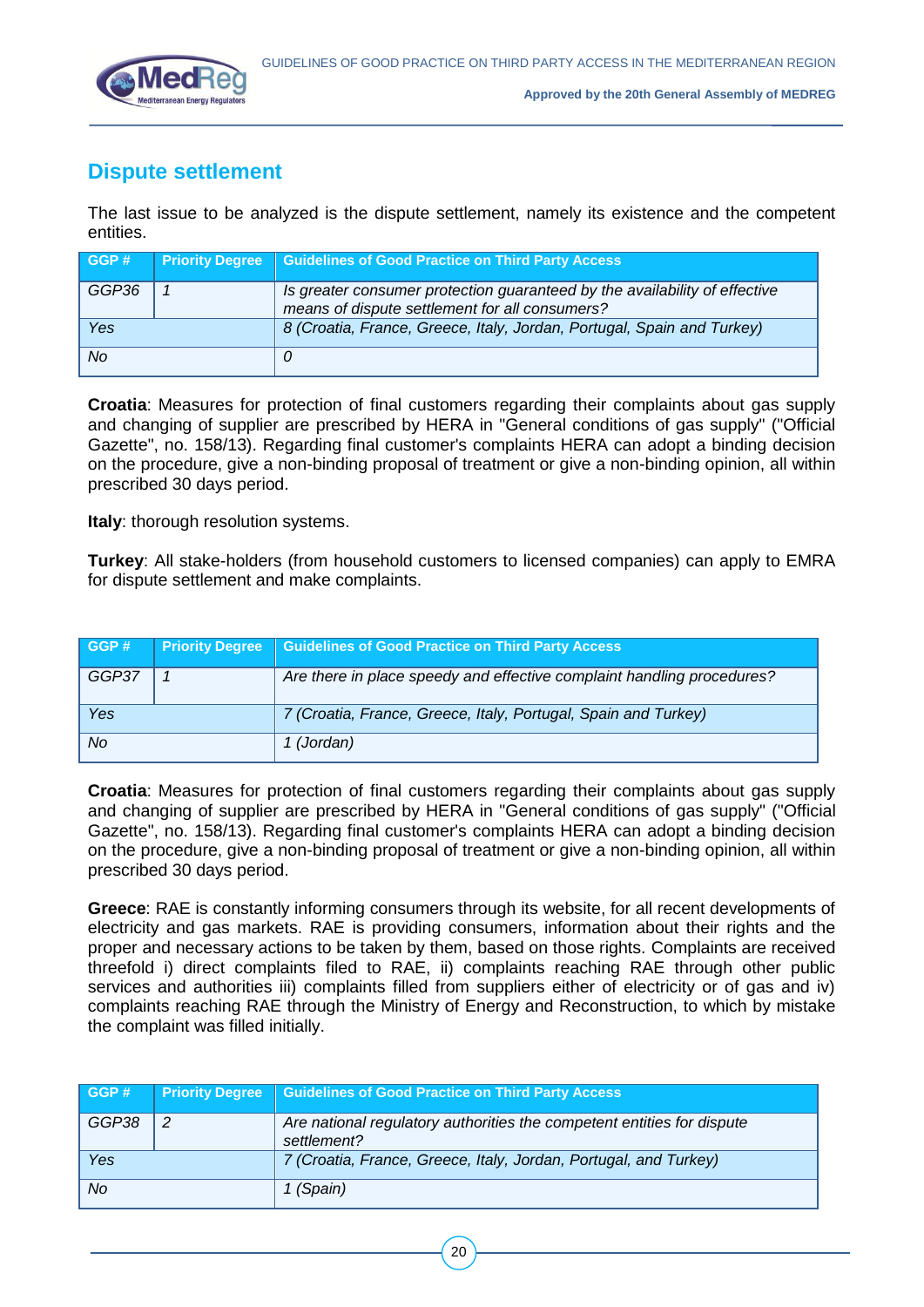## Dispute settlement

The last issue to be analyzed is the dispute settlement, namely its existence and the competent entities.

| GGP # | Priority Degree | Guidelines of Good Practice on Third Party Access |
|---|---|---|
| *GGP36* | *1* | *Is greater consumer protection guaranteed by the availability of effective means of dispute settlement for all consumers?* |
| *Yes* | | *8 (Croatia, France, Greece, Italy, Jordan, Portugal, Spain and Turkey)* |
| *No* | | *0* |

**Croatia**: Measures for protection of final customers regarding their complaints about gas supply and changing of supplier are prescribed by HERA in "General conditions of gas supply" ("Official Gazette", no. 158/13). Regarding final customer's complaints HERA can adopt a binding decision on the procedure, give a non-binding proposal of treatment or give a non-binding opinion, all within prescribed 30 days period.

**Italy**: thorough resolution systems.

**Turkey**: All stake-holders (from household customers to licensed companies) can apply to EMRA for dispute settlement and make complaints.

| GGP # | Priority Degree | Guidelines of Good Practice on Third Party Access |
|---|---|---|
| *GGP37* | *1* | *Are there in place speedy and effective complaint handling procedures?* |
| *Yes* | | *7 (Croatia, France, Greece, Italy, Portugal, Spain and Turkey)* |
| *No* | | *1 (Jordan)* |

**Croatia**: Measures for protection of final customers regarding their complaints about gas supply and changing of supplier are prescribed by HERA in "General conditions of gas supply" ("Official Gazette", no. 158/13). Regarding final customer's complaints HERA can adopt a binding decision on the procedure, give a non-binding proposal of treatment or give a non-binding opinion, all within prescribed 30 days period.

**Greece**: RAE is constantly informing consumers through its website, for all recent developments of electricity and gas markets. RAE is providing consumers, information about their rights and the proper and necessary actions to be taken by them, based on those rights. Complaints are received threefold i) direct complaints filed to RAE, ii) complaints reaching RAE through other public services and authorities iii) complaints filled from suppliers either of electricity or of gas and iv) complaints reaching RAE through the Ministry of Energy and Reconstruction, to which by mistake the complaint was filled initially.

| GGP # | Priority Degree | Guidelines of Good Practice on Third Party Access |
|---|---|---|
| *GGP38* | *2* | *Are national regulatory authorities the competent entities for dispute settlement?* |
| *Yes* | | *7 (Croatia, France, Greece, Italy, Jordan, Portugal, and Turkey)* |
| *No* | | *1 (Spain)* |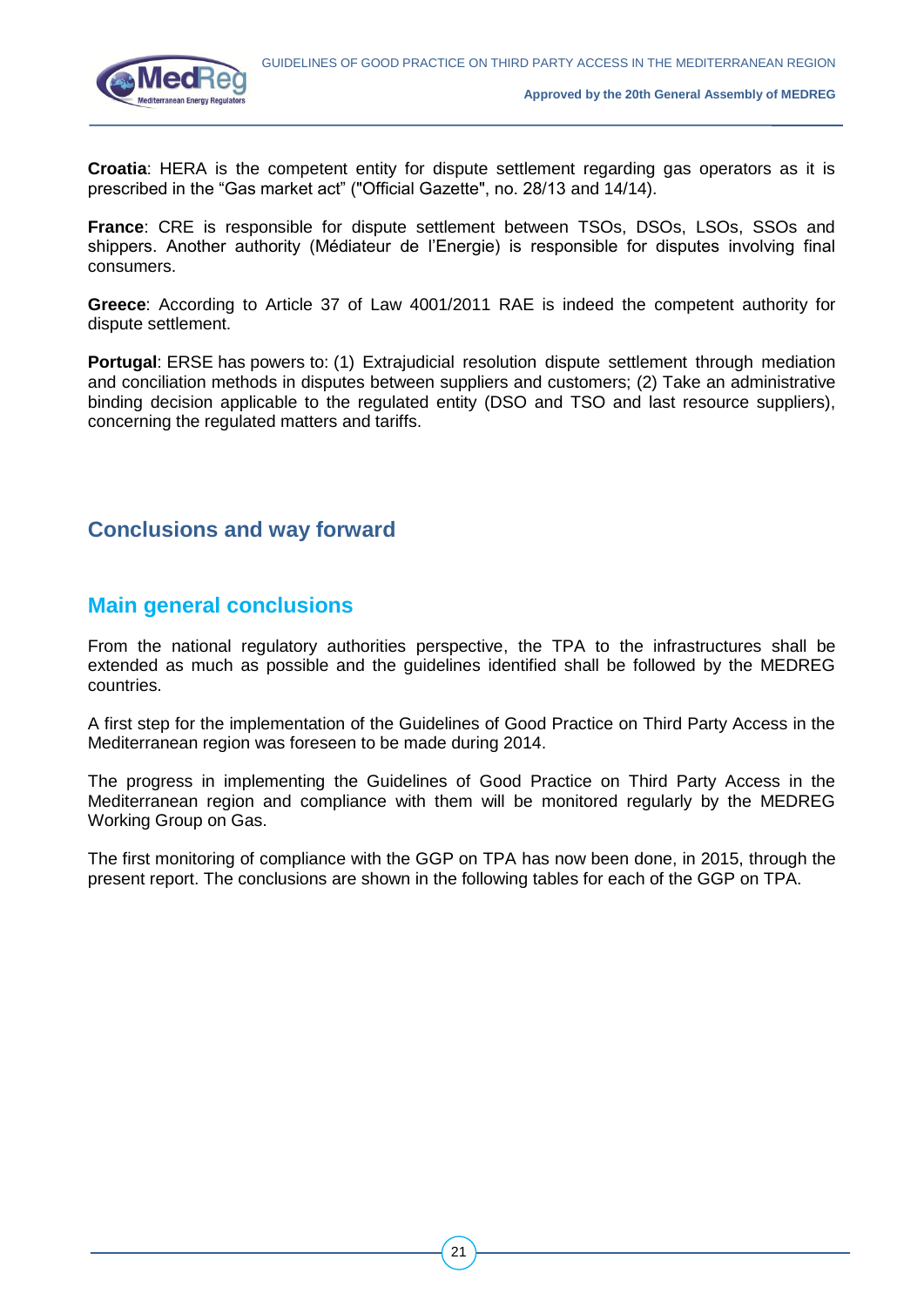**Croatia**: HERA is the competent entity for dispute settlement regarding gas operators as it is prescribed in the “Gas market act” ("Official Gazette", no. 28/13 and 14/14).

**France**: CRE is responsible for dispute settlement between TSOs, DSOs, LSOs, SSOs and shippers. Another authority (Médiateur de l’Energie) is responsible for disputes involving final consumers.

**Greece**: According to Article 37 of Law 4001/2011 RAE is indeed the competent authority for dispute settlement.

**Portugal**: ERSE has powers to: (1) Extrajudicial resolution dispute settlement through mediation and conciliation methods in disputes between suppliers and customers; (2) Take an administrative binding decision applicable to the regulated entity (DSO and TSO and last resource suppliers), concerning the regulated matters and tariffs.

## Conclusions and way forward

### Main general conclusions

From the national regulatory authorities perspective, the TPA to the infrastructures shall be extended as much as possible and the guidelines identified shall be followed by the MEDREG countries.

A first step for the implementation of the Guidelines of Good Practice on Third Party Access in the Mediterranean region was foreseen to be made during 2014.

The progress in implementing the Guidelines of Good Practice on Third Party Access in the Mediterranean region and compliance with them will be monitored regularly by the MEDREG Working Group on Gas.

The first monitoring of compliance with the GGP on TPA has now been done, in 2015, through the present report. The conclusions are shown in the following tables for each of the GGP on TPA.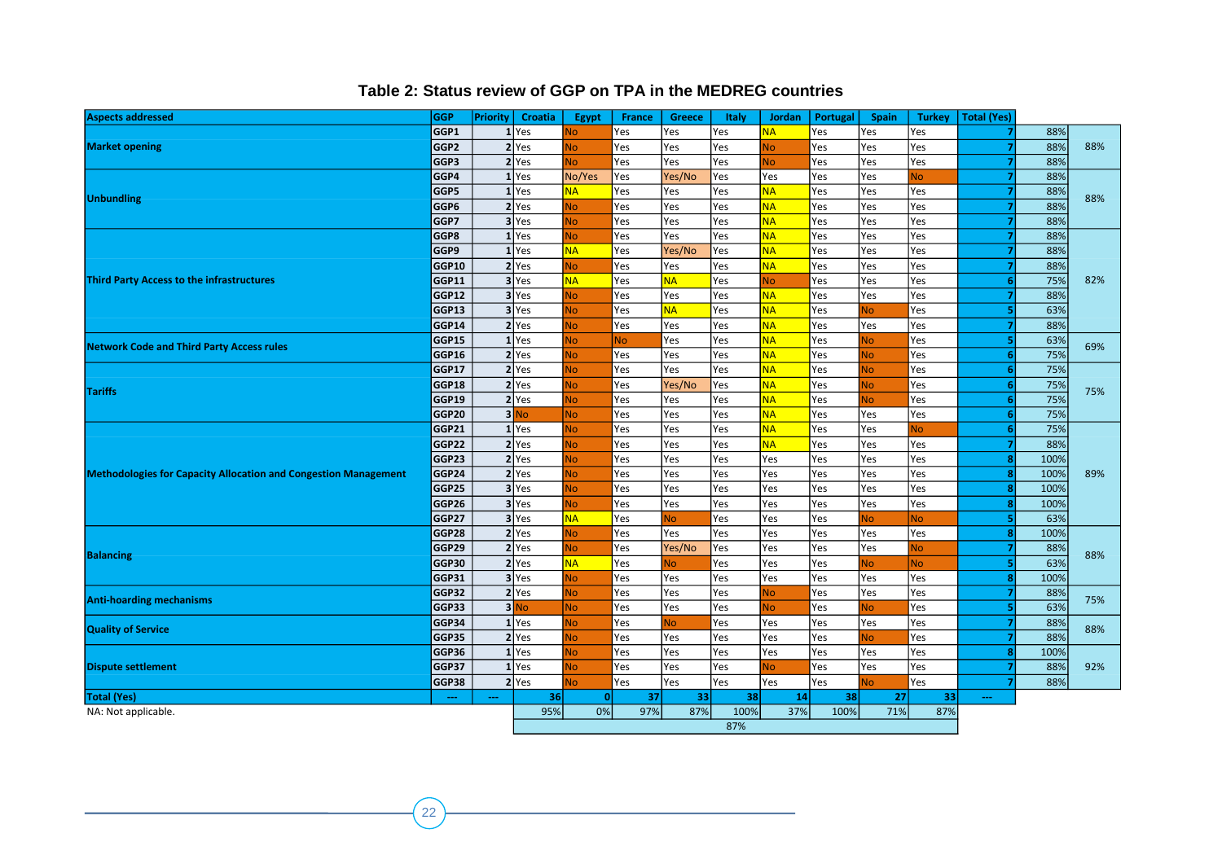## Table 2: Status review of GGP on TPA in the MEDREG countries

| Aspects addressed | GGP | Priority | Croatia | Egypt | France | Greece | Italy | Jordan | Portugal | Spain | Turkey | Total (Yes) | | |
|---|---|---|---|---|---|---|---|---|---|---|---|---|---|---|
| Market opening | GGP1 | 1 | Yes | No | Yes | Yes | Yes | NA | Yes | Yes | Yes | 7 | 88% | 88% |
| | GGP2 | 2 | Yes | No | Yes | Yes | Yes | No | Yes | Yes | Yes | 7 | 88% | |
| | GGP3 | 2 | Yes | No | Yes | Yes | Yes | No | Yes | Yes | Yes | 7 | 88% | |
| Unbundling | GGP4 | 1 | Yes | No/Yes | Yes | Yes/No | Yes | Yes | Yes | Yes | No | 7 | 88% | 88% |
| | GGP5 | 1 | Yes | NA | Yes | Yes | Yes | NA | Yes | Yes | Yes | 7 | 88% | |
| | GGP6 | 2 | Yes | No | Yes | Yes | Yes | NA | Yes | Yes | Yes | 7 | 88% | |
| | GGP7 | 3 | Yes | No | Yes | Yes | Yes | NA | Yes | Yes | Yes | 7 | 88% | |
| Third Party Access to the infrastructures | GGP8 | 1 | Yes | No | Yes | Yes | Yes | NA | Yes | Yes | Yes | 7 | 88% | 82% |
| | GGP9 | 1 | Yes | NA | Yes | Yes/No | Yes | NA | Yes | Yes | Yes | 7 | 88% | |
| | GGP10 | 2 | Yes | No | Yes | Yes | Yes | NA | Yes | Yes | Yes | 7 | 88% | |
| | GGP11 | 3 | Yes | NA | Yes | NA | Yes | No | Yes | Yes | Yes | 6 | 75% | |
| | GGP12 | 3 | Yes | No | Yes | Yes | Yes | NA | Yes | Yes | Yes | 7 | 88% | |
| | GGP13 | 3 | Yes | No | Yes | NA | Yes | NA | Yes | No | Yes | 5 | 63% | |
| | GGP14 | 2 | Yes | No | Yes | Yes | Yes | NA | Yes | Yes | Yes | 7 | 88% | |
| Network Code and Third Party Access rules | GGP15 | 1 | Yes | No | No | Yes | Yes | NA | Yes | No | Yes | 5 | 63% | 69% |
| | GGP16 | 2 | Yes | No | Yes | Yes | Yes | NA | Yes | No | Yes | 6 | 75% | |
| Tariffs | GGP17 | 2 | Yes | No | Yes | Yes | Yes | NA | Yes | No | Yes | 6 | 75% | 75% |
| | GGP18 | 2 | Yes | No | Yes | Yes/No | Yes | NA | Yes | No | Yes | 6 | 75% | |
| | GGP19 | 2 | Yes | No | Yes | Yes | Yes | NA | Yes | No | Yes | 6 | 75% | |
| | GGP20 | 3 | No | No | Yes | Yes | Yes | NA | Yes | Yes | Yes | 6 | 75% | |
| Methodologies for Capacity Allocation and Congestion Management | GGP21 | 1 | Yes | No | Yes | Yes | Yes | NA | Yes | Yes | No | 6 | 75% | 89% |
| | GGP22 | 2 | Yes | No | Yes | Yes | Yes | NA | Yes | Yes | Yes | 7 | 88% | |
| | GGP23 | 2 | Yes | No | Yes | Yes | Yes | Yes | Yes | Yes | Yes | 8 | 100% | |
| | GGP24 | 2 | Yes | No | Yes | Yes | Yes | Yes | Yes | Yes | Yes | 8 | 100% | |
| | GGP25 | 3 | Yes | No | Yes | Yes | Yes | Yes | Yes | Yes | Yes | 8 | 100% | |
| | GGP26 | 3 | Yes | No | Yes | Yes | Yes | Yes | Yes | Yes | Yes | 8 | 100% | |
| | GGP27 | 3 | Yes | NA | Yes | No | Yes | Yes | Yes | No | No | 5 | 63% | |
| Balancing | GGP28 | 2 | Yes | No | Yes | Yes | Yes | Yes | Yes | Yes | Yes | 8 | 100% | 88% |
| | GGP29 | 2 | Yes | No | Yes | Yes/No | Yes | Yes | Yes | Yes | No | 7 | 88% | |
| | GGP30 | 2 | Yes | NA | Yes | No | Yes | Yes | Yes | No | No | 5 | 63% | |
| | GGP31 | 3 | Yes | No | Yes | Yes | Yes | Yes | Yes | Yes | Yes | 8 | 100% | |
| Anti-hoarding mechanisms | GGP32 | 2 | Yes | No | Yes | Yes | Yes | No | Yes | Yes | Yes | 7 | 88% | 75% |
| | GGP33 | 3 | No | No | Yes | Yes | Yes | No | Yes | No | Yes | 5 | 63% | |
| Quality of Service | GGP34 | 1 | Yes | No | Yes | No | Yes | Yes | Yes | Yes | Yes | 7 | 88% | 88% |
| | GGP35 | 2 | Yes | No | Yes | Yes | Yes | Yes | Yes | No | Yes | 7 | 88% | |
| Dispute settlement | GGP36 | 1 | Yes | No | Yes | Yes | Yes | Yes | Yes | Yes | Yes | 8 | 100% | 92% |
| | GGP37 | 1 | Yes | No | Yes | Yes | Yes | No | Yes | Yes | Yes | 7 | 88% | |
| | GGP38 | 2 | Yes | No | Yes | Yes | Yes | Yes | Yes | No | Yes | 7 | 88% | |
| Total (Yes) | --- | --- | 36 | 0 | 37 | 33 | 38 | 14 | 38 | 27 | 33 | --- | | |
| | | | 95% | 0% | 97% | 87% | 100% | 37% | 100% | 71% | 87% | | | |
| | | | | | | | 87% | | | | | | | |

NA: Not applicable.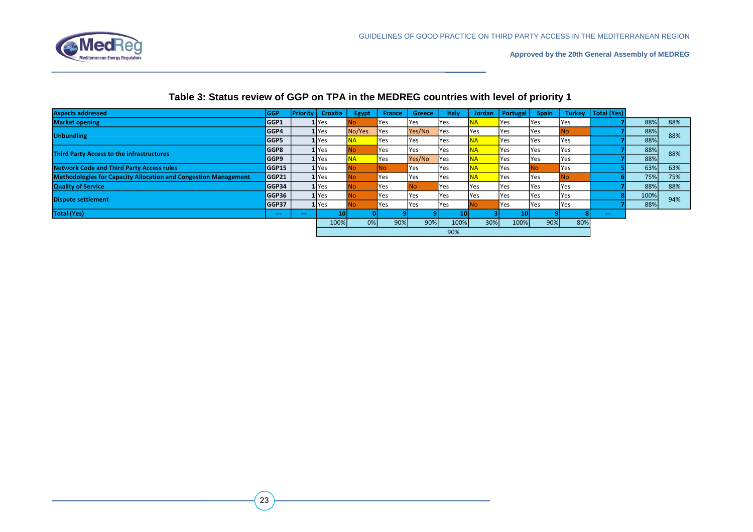## Table 3: Status review of GGP on TPA in the MEDREG countries with level of priority 1

| Aspects addressed | GGP | Priority | Croatia | Egypt | France | Greece | Italy | Jordan | Portugal | Spain | Turkey | Total (Yes) | | |
|---|---|---|---|---|---|---|---|---|---|---|---|---|---|---|
| Market opening | GGP1 | 1 | Yes | No | Yes | Yes | Yes | NA | Yes | Yes | Yes | 7 | 88% | 88% |
| Unbundling | GGP4 | 1 | Yes | No/Yes | Yes | Yes/No | Yes | Yes | Yes | Yes | No | 7 | 88% | 88% |
| | GGP5 | 1 | Yes | NA | Yes | Yes | Yes | NA | Yes | Yes | Yes | 7 | 88% | |
| Third Party Access to the infrastructures | GGP8 | 1 | Yes | No | Yes | Yes | Yes | NA | Yes | Yes | Yes | 7 | 88% | 88% |
| | GGP9 | 1 | Yes | NA | Yes | Yes/No | Yes | NA | Yes | Yes | Yes | 7 | 88% | |
| Network Code and Third Party Access rules | GGP15 | 1 | Yes | No | No | Yes | Yes | NA | Yes | No | Yes | 5 | 63% | 63% |
| Methodologies for Capacity Allocation and Congestion Management | GGP21 | 1 | Yes | No | Yes | Yes | Yes | NA | Yes | Yes | No | 6 | 75% | 75% |
| Quality of Service | GGP34 | 1 | Yes | No | Yes | No | Yes | Yes | Yes | Yes | Yes | 7 | 88% | 88% |
| Dispute settlement | GGP36 | 1 | Yes | No | Yes | Yes | Yes | Yes | Yes | Yes | Yes | 8 | 100% | 94% |
| | GGP37 | 1 | Yes | No | Yes | Yes | Yes | No | Yes | Yes | Yes | 7 | 88% | |
| Total (Yes) | --- | --- | 10 | 0 | 9 | 9 | 10 | 3 | 10 | 9 | 8 | --- | | |
| | | | 100% | 0% | 90% | 90% | 100% | 30% | 100% | 90% | 80% | | | |
| | | | | | | | 90% | | | | | | | |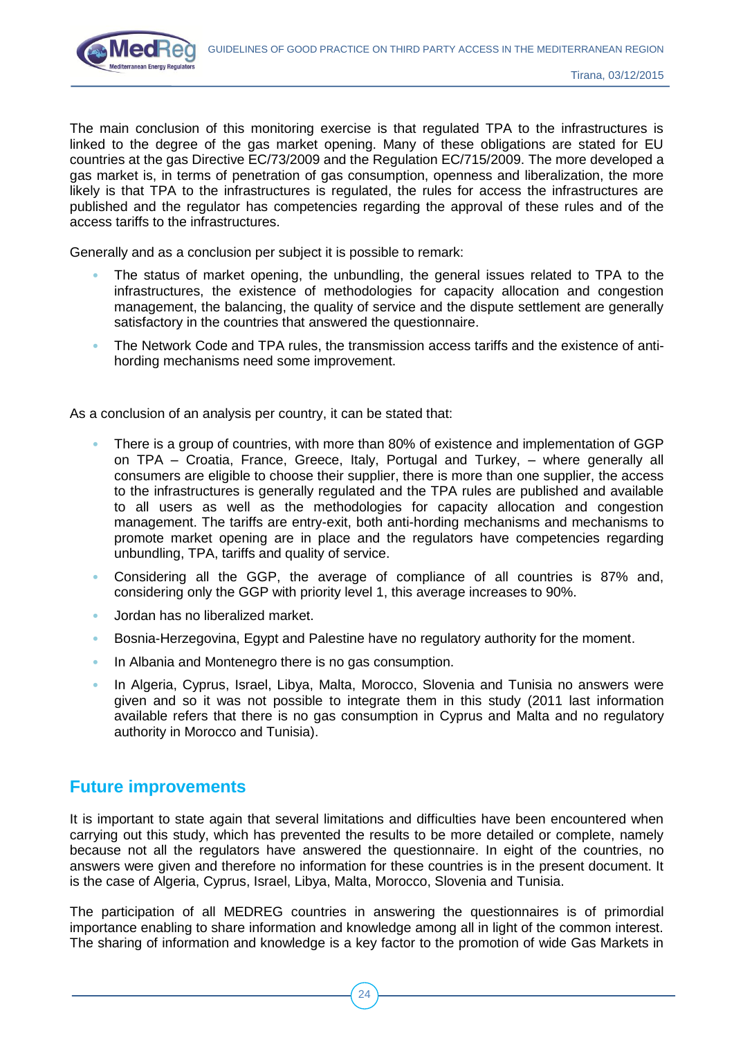The main conclusion of this monitoring exercise is that regulated TPA to the infrastructures is linked to the degree of the gas market opening. Many of these obligations are stated for EU countries at the gas Directive EC/73/2009 and the Regulation EC/715/2009. The more developed a gas market is, in terms of penetration of gas consumption, openness and liberalization, the more likely is that TPA to the infrastructures is regulated, the rules for access the infrastructures are published and the regulator has competencies regarding the approval of these rules and of the access tariffs to the infrastructures.

Generally and as a conclusion per subject it is possible to remark:

- The status of market opening, the unbundling, the general issues related to TPA to the infrastructures, the existence of methodologies for capacity allocation and congestion management, the balancing, the quality of service and the dispute settlement are generally satisfactory in the countries that answered the questionnaire.
- The Network Code and TPA rules, the transmission access tariffs and the existence of anti-hording mechanisms need some improvement.

As a conclusion of an analysis per country, it can be stated that:

- There is a group of countries, with more than 80% of existence and implementation of GGP on TPA – Croatia, France, Greece, Italy, Portugal and Turkey, – where generally all consumers are eligible to choose their supplier, there is more than one supplier, the access to the infrastructures is generally regulated and the TPA rules are published and available to all users as well as the methodologies for capacity allocation and congestion management. The tariffs are entry-exit, both anti-hording mechanisms and mechanisms to promote market opening are in place and the regulators have competencies regarding unbundling, TPA, tariffs and quality of service.
- Considering all the GGP, the average of compliance of all countries is 87% and, considering only the GGP with priority level 1, this average increases to 90%.
- Jordan has no liberalized market.
- Bosnia-Herzegovina, Egypt and Palestine have no regulatory authority for the moment.
- In Albania and Montenegro there is no gas consumption.
- In Algeria, Cyprus, Israel, Libya, Malta, Morocco, Slovenia and Tunisia no answers were given and so it was not possible to integrate them in this study (2011 last information available refers that there is no gas consumption in Cyprus and Malta and no regulatory authority in Morocco and Tunisia).

## Future improvements

It is important to state again that several limitations and difficulties have been encountered when carrying out this study, which has prevented the results to be more detailed or complete, namely because not all the regulators have answered the questionnaire. In eight of the countries, no answers were given and therefore no information for these countries is in the present document. It is the case of Algeria, Cyprus, Israel, Libya, Malta, Morocco, Slovenia and Tunisia.

The participation of all MEDREG countries in answering the questionnaires is of primordial importance enabling to share information and knowledge among all in light of the common interest. The sharing of information and knowledge is a key factor to the promotion of wide Gas Markets in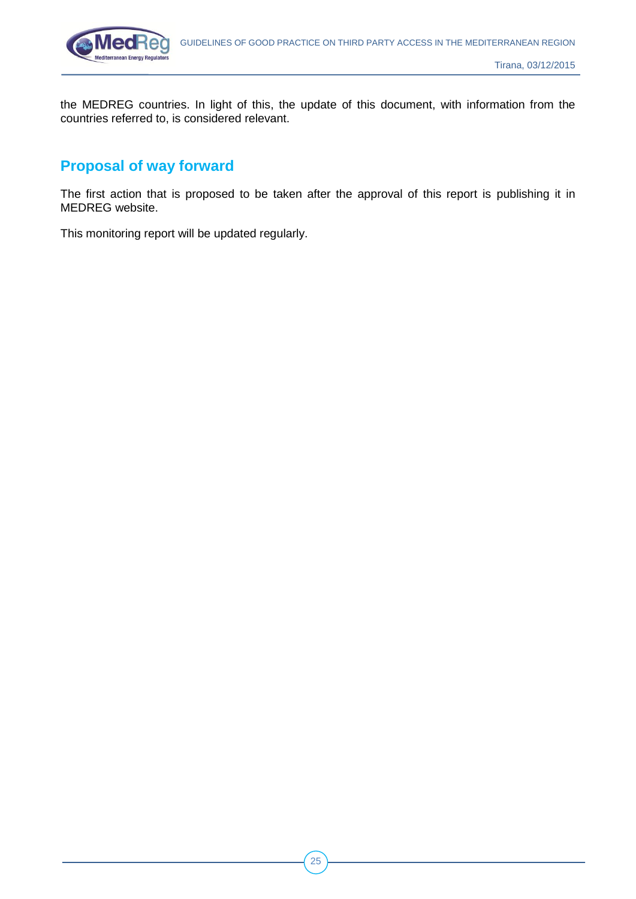the MEDREG countries. In light of this, the update of this document, with information from the countries referred to, is considered relevant.

## Proposal of way forward

The first action that is proposed to be taken after the approval of this report is publishing it in MEDREG website.

This monitoring report will be updated regularly.